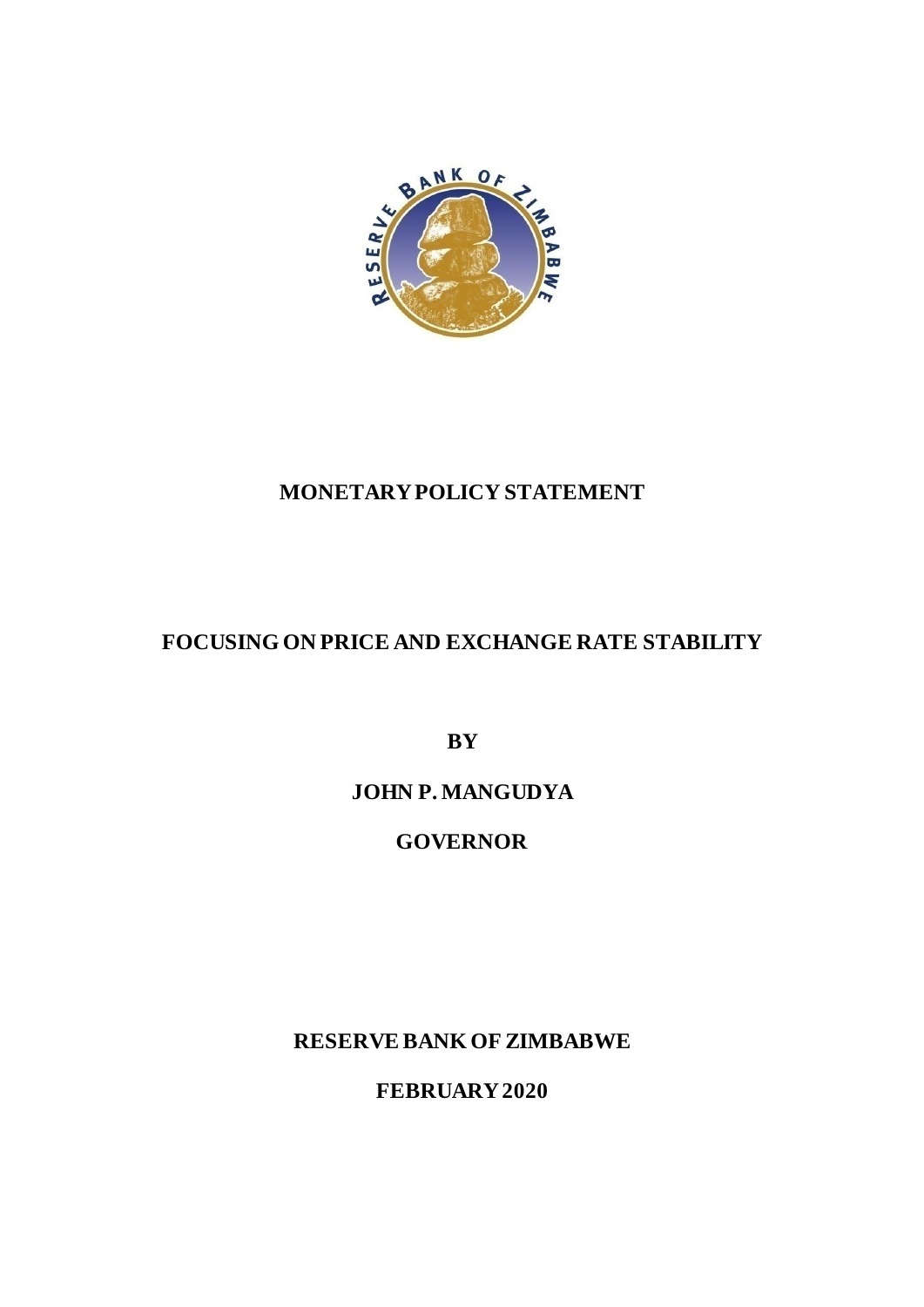# MONETARY POLICY STATEMENT

## FOCUSING ON PRICE AND EXCHANGE RATE STABILITY

**BY**

**JOHN P. MANGUDYA**

**GOVERNOR**

**RESERVE BANK OF ZIMBABWE**

**FEBRUARY 2020**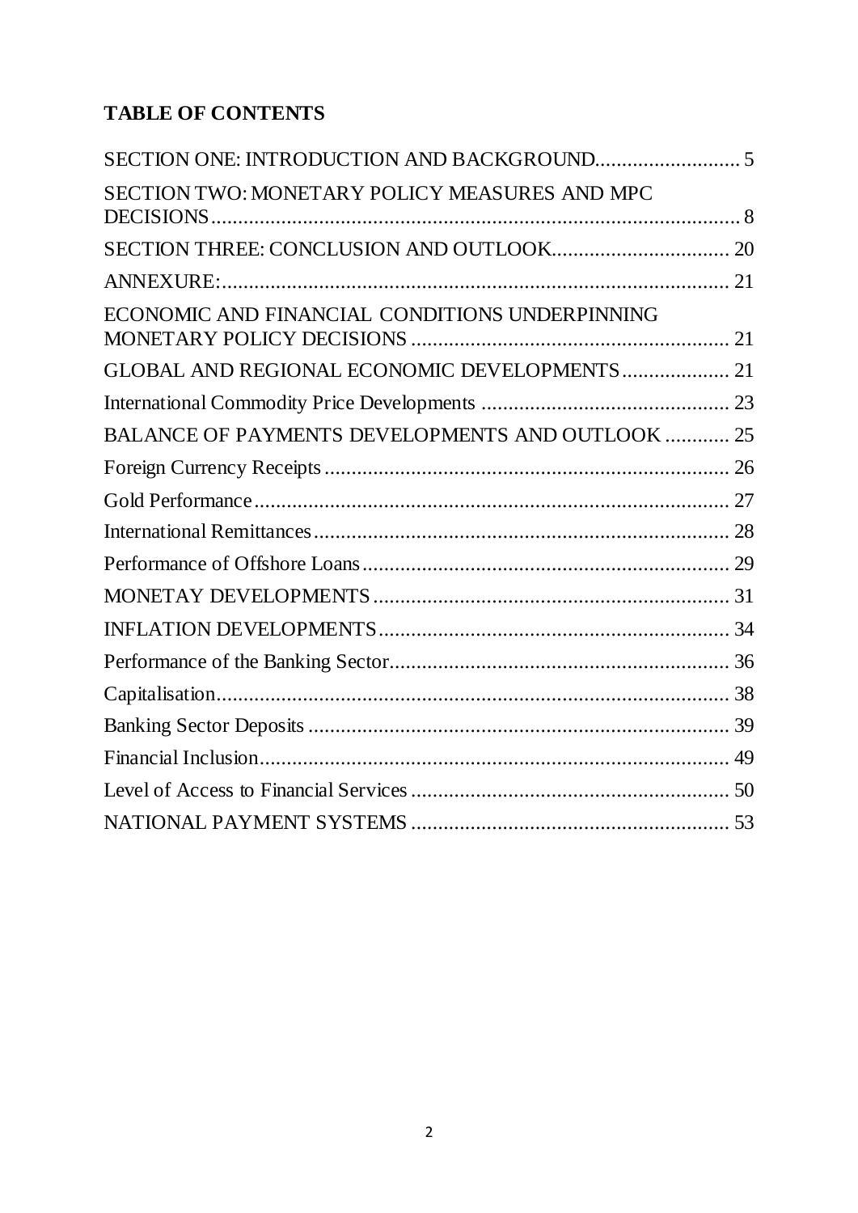# TABLE OF CONTENTS

SECTION ONE: INTRODUCTION AND BACKGROUND.......................... 5

SECTION TWO: MONETARY POLICY MEASURES AND MPC DECISIONS................................................................................................. 8

SECTION THREE: CONCLUSION AND OUTLOOK................................ 20

ANNEXURE:............................................................................................ 21

ECONOMIC AND FINANCIAL CONDITIONS UNDERPINNING MONETARY POLICY DECISIONS .......................................................... 21

GLOBAL AND REGIONAL ECONOMIC DEVELOPMENTS.................... 21

International Commodity Price Developments ............................................. 23

BALANCE OF PAYMENTS DEVELOPMENTS AND OUTLOOK ............ 25

Foreign Currency Receipts .......................................................................... 26

Gold Performance........................................................................................ 27

International Remittances............................................................................ 28

Performance of Offshore Loans................................................................... 29

MONETAY DEVELOPMENTS................................................................. 31

INFLATION DEVELOPMENTS................................................................ 34

Performance of the Banking Sector............................................................... 36

Capitalisation............................................................................................... 38

Banking Sector Deposits .............................................................................. 39

Financial Inclusion....................................................................................... 49

Level of Access to Financial Services ........................................................... 50

NATIONAL PAYMENT SYSTEMS ........................................................... 53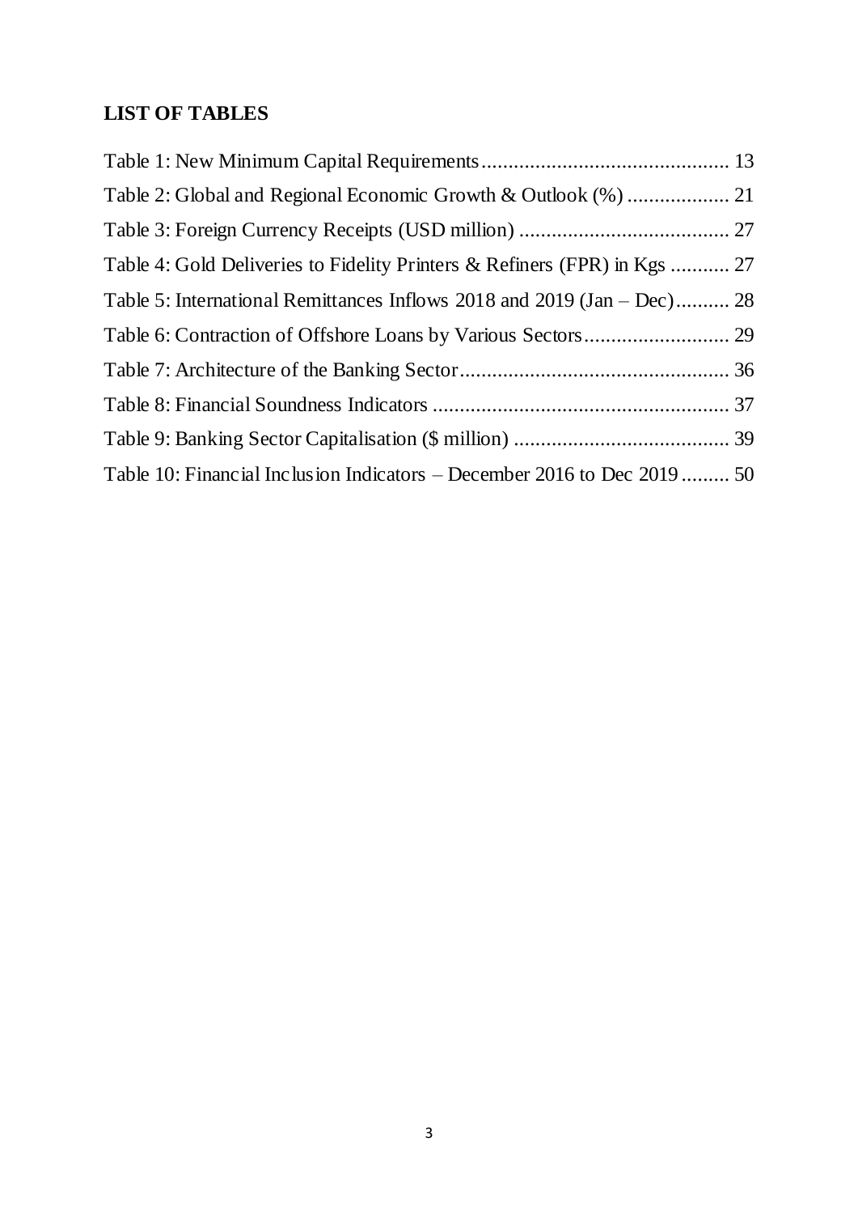## LIST OF TABLES

Table 1: New Minimum Capital Requirements .............................................. 13

Table 2: Global and Regional Economic Growth & Outlook (%) ................... 21

Table 3: Foreign Currency Receipts (USD million) ....................................... 27

Table 4: Gold Deliveries to Fidelity Printers & Refiners (FPR) in Kgs ........... 27

Table 5: International Remittances Inflows 2018 and 2019 (Jan – Dec).......... 28

Table 6: Contraction of Offshore Loans by Various Sectors........................... 29

Table 7: Architecture of the Banking Sector................................................. 36

Table 8: Financial Soundness Indicators ...................................................... 37

Table 9: Banking Sector Capitalisation ($ million) ........................................ 39

Table 10: Financial Inclusion Indicators – December 2016 to Dec 2019 ......... 50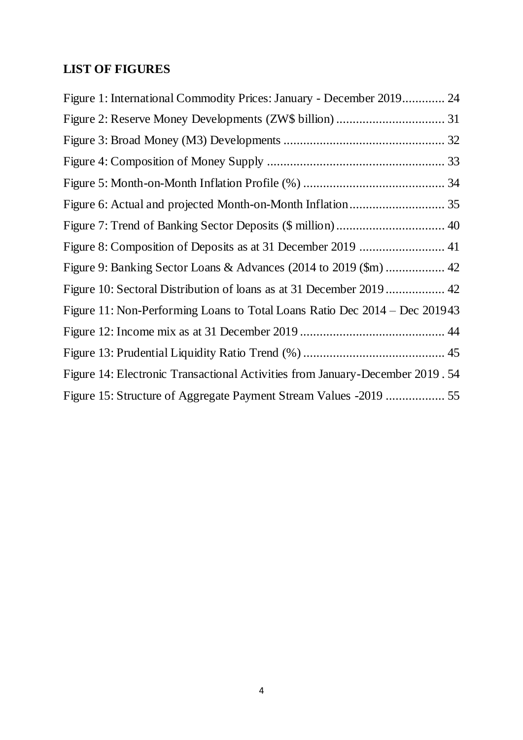## LIST OF FIGURES

Figure 1: International Commodity Prices: January - December 2019............. 24
Figure 2: Reserve Money Developments (ZW$ billion) ................................. 31
Figure 3: Broad Money (M3) Developments ................................................. 32
Figure 4: Composition of Money Supply ...................................................... 33
Figure 5: Month-on-Month Inflation Profile (%) ........................................... 34
Figure 6: Actual and projected Month-on-Month Inflation............................. 35
Figure 7: Trend of Banking Sector Deposits ($ million) ................................. 40
Figure 8: Composition of Deposits as at 31 December 2019 .......................... 41
Figure 9: Banking Sector Loans & Advances (2014 to 2019 ($m) .................. 42
Figure 10: Sectoral Distribution of loans as at 31 December 2019 .................. 42
Figure 11: Non-Performing Loans to Total Loans Ratio Dec 2014 – Dec 2019 43
Figure 12: Income mix as at 31 December 2019 ............................................ 44
Figure 13: Prudential Liquidity Ratio Trend (%) ........................................... 45
Figure 14: Electronic Transactional Activities from January-December 2019 . 54
Figure 15: Structure of Aggregate Payment Stream Values -2019 .................. 55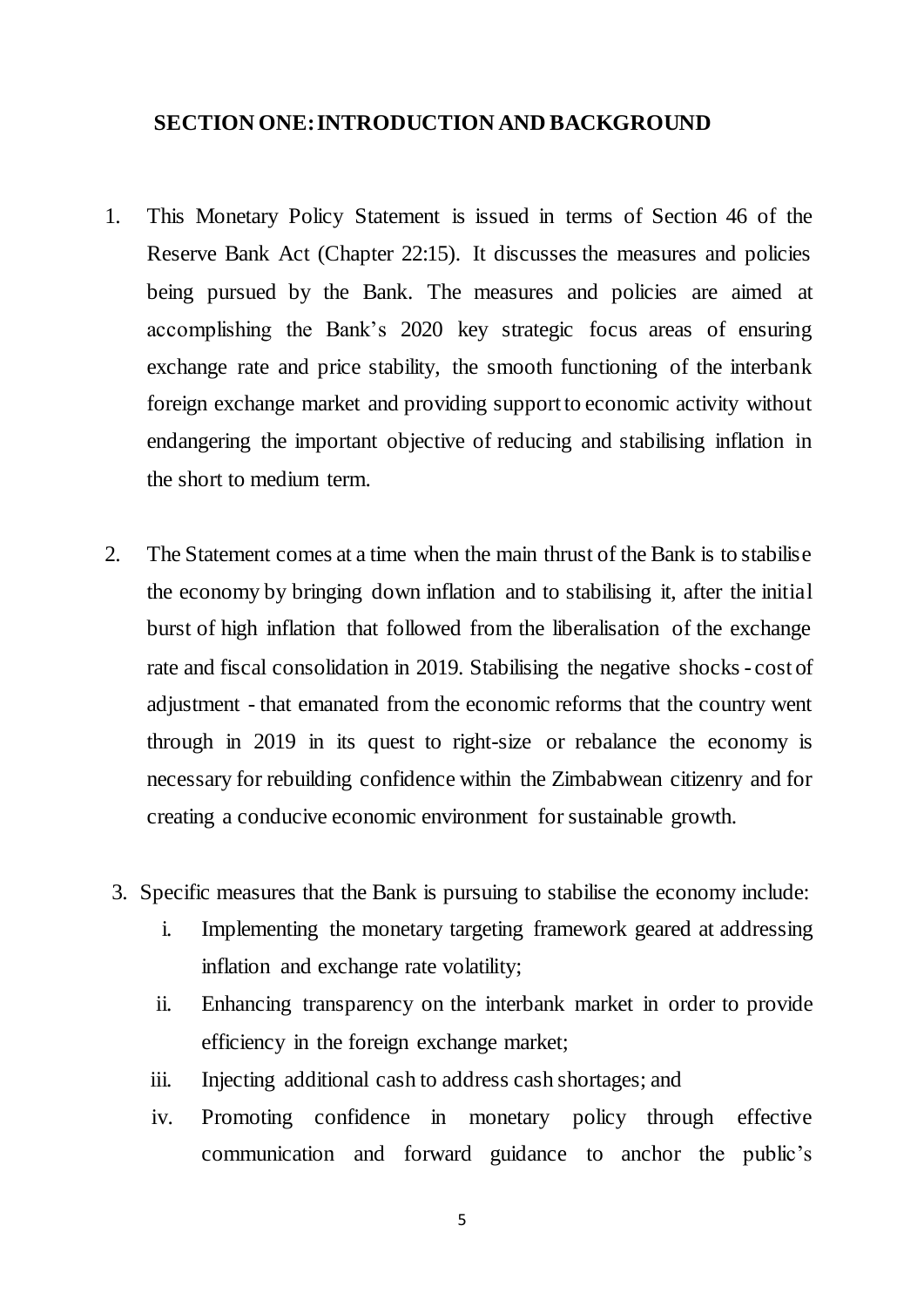## SECTION ONE: INTRODUCTION AND BACKGROUND

1. This Monetary Policy Statement is issued in terms of Section 46 of the Reserve Bank Act (Chapter 22:15). It discusses the measures and policies being pursued by the Bank. The measures and policies are aimed at accomplishing the Bank's 2020 key strategic focus areas of ensuring exchange rate and price stability, the smooth functioning of the interbank foreign exchange market and providing support to economic activity without endangering the important objective of reducing and stabilising inflation in the short to medium term.

2. The Statement comes at a time when the main thrust of the Bank is to stabilise the economy by bringing down inflation and to stabilising it, after the initial burst of high inflation that followed from the liberalisation of the exchange rate and fiscal consolidation in 2019. Stabilising the negative shocks - cost of adjustment - that emanated from the economic reforms that the country went through in 2019 in its quest to right-size or rebalance the economy is necessary for rebuilding confidence within the Zimbabwean citizenry and for creating a conducive economic environment for sustainable growth.

3. Specific measures that the Bank is pursuing to stabilise the economy include:

   i. Implementing the monetary targeting framework geared at addressing inflation and exchange rate volatility;

   ii. Enhancing transparency on the interbank market in order to provide efficiency in the foreign exchange market;

   iii. Injecting additional cash to address cash shortages; and

   iv. Promoting confidence in monetary policy through effective communication and forward guidance to anchor the public's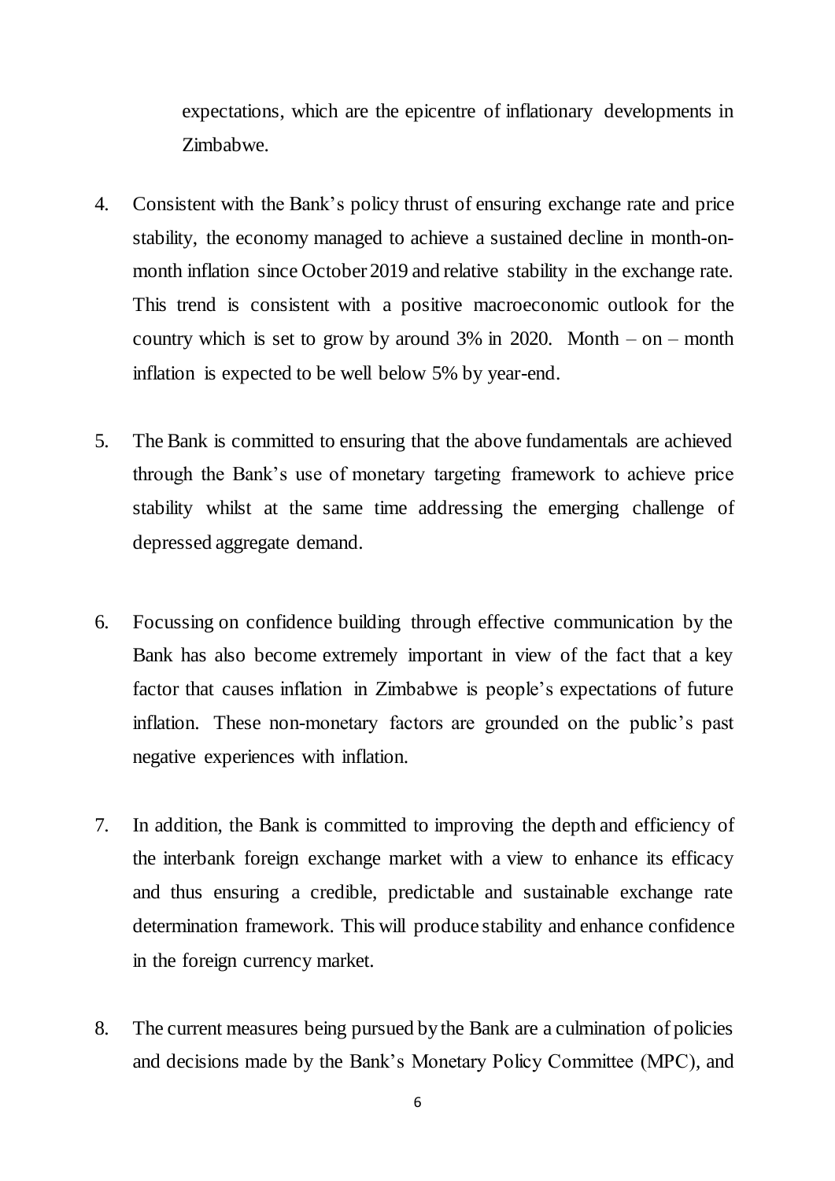expectations, which are the epicentre of inflationary developments in Zimbabwe.

4. Consistent with the Bank's policy thrust of ensuring exchange rate and price stability, the economy managed to achieve a sustained decline in month-on-month inflation since October 2019 and relative stability in the exchange rate. This trend is consistent with a positive macroeconomic outlook for the country which is set to grow by around 3% in 2020. Month – on – month inflation is expected to be well below 5% by year-end.

5. The Bank is committed to ensuring that the above fundamentals are achieved through the Bank's use of monetary targeting framework to achieve price stability whilst at the same time addressing the emerging challenge of depressed aggregate demand.

6. Focussing on confidence building through effective communication by the Bank has also become extremely important in view of the fact that a key factor that causes inflation in Zimbabwe is people's expectations of future inflation. These non-monetary factors are grounded on the public's past negative experiences with inflation.

7. In addition, the Bank is committed to improving the depth and efficiency of the interbank foreign exchange market with a view to enhance its efficacy and thus ensuring a credible, predictable and sustainable exchange rate determination framework. This will produce stability and enhance confidence in the foreign currency market.

8. The current measures being pursued by the Bank are a culmination of policies and decisions made by the Bank's Monetary Policy Committee (MPC), and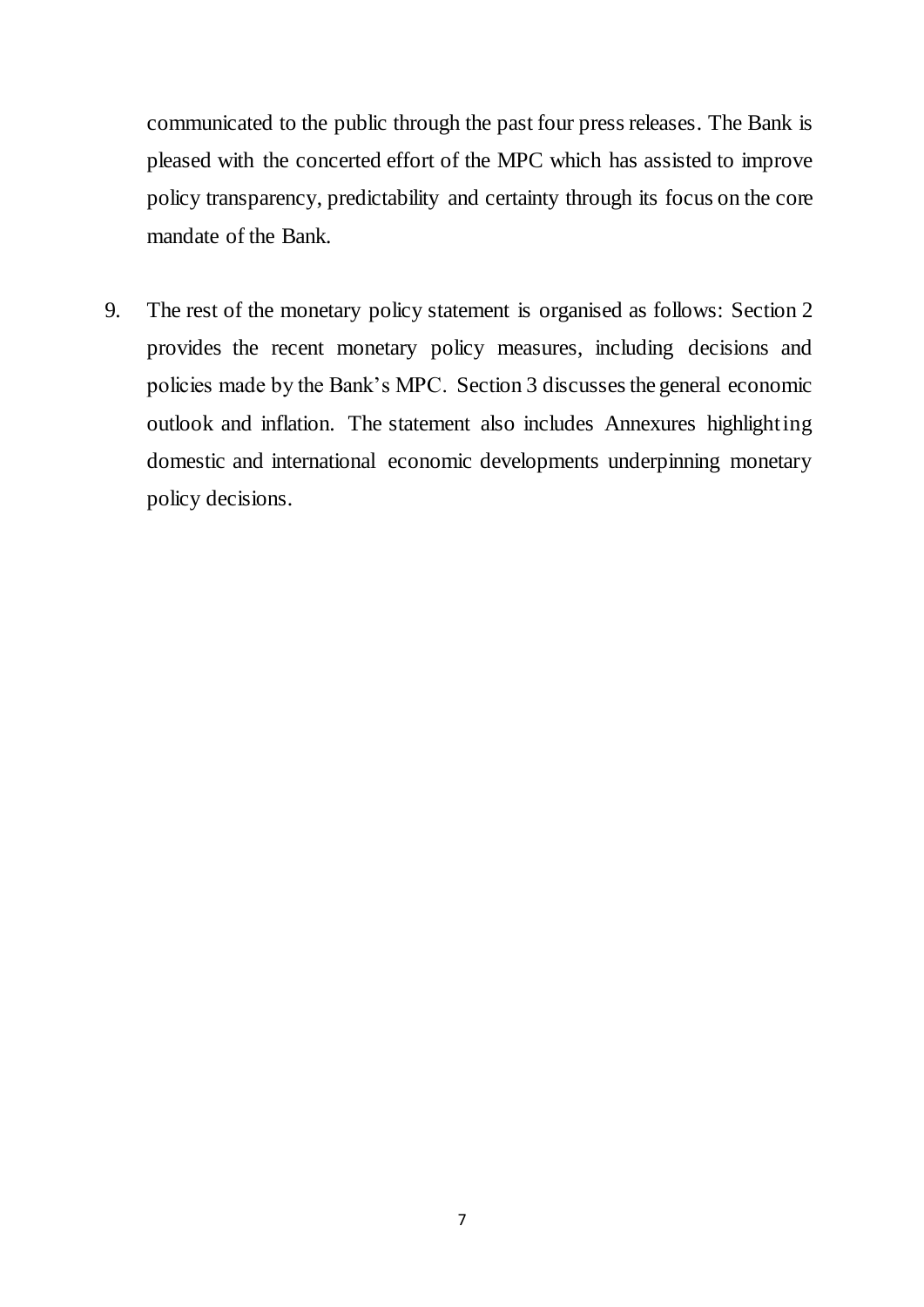communicated to the public through the past four press releases. The Bank is pleased with the concerted effort of the MPC which has assisted to improve policy transparency, predictability and certainty through its focus on the core mandate of the Bank.

9. The rest of the monetary policy statement is organised as follows: Section 2 provides the recent monetary policy measures, including decisions and policies made by the Bank's MPC. Section 3 discusses the general economic outlook and inflation. The statement also includes Annexures highlighting domestic and international economic developments underpinning monetary policy decisions.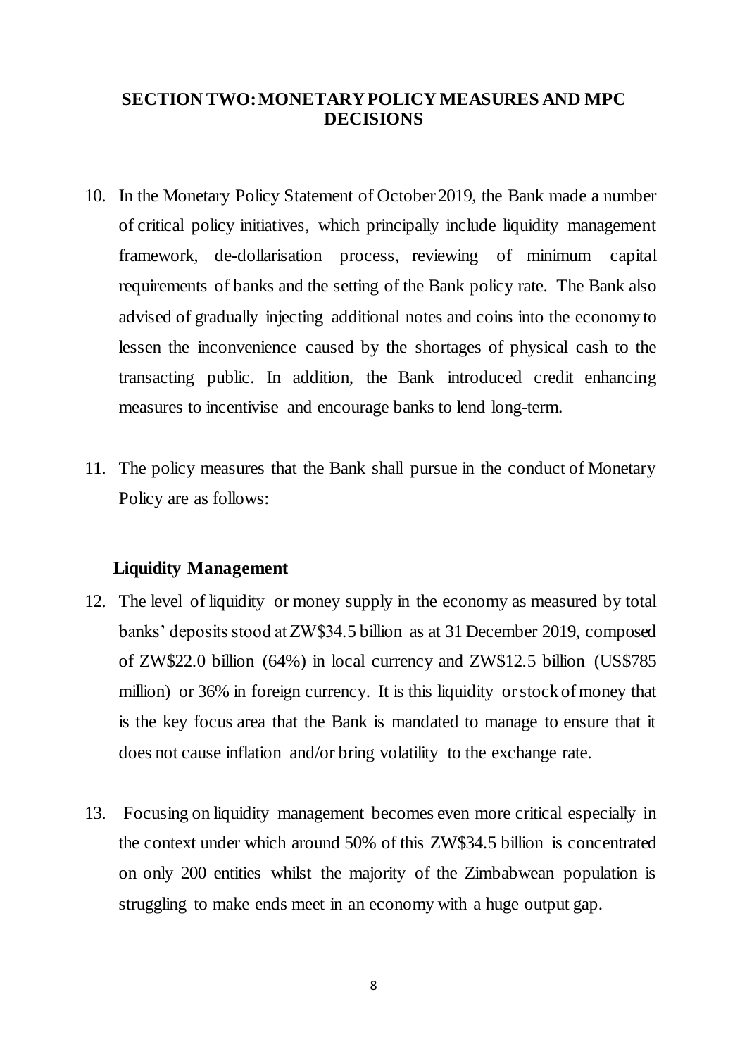## SECTION TWO: MONETARY POLICY MEASURES AND MPC DECISIONS

10. In the Monetary Policy Statement of October 2019, the Bank made a number of critical policy initiatives, which principally include liquidity management framework, de-dollarisation process, reviewing of minimum capital requirements of banks and the setting of the Bank policy rate. The Bank also advised of gradually injecting additional notes and coins into the economy to lessen the inconvenience caused by the shortages of physical cash to the transacting public. In addition, the Bank introduced credit enhancing measures to incentivise and encourage banks to lend long-term.

11. The policy measures that the Bank shall pursue in the conduct of Monetary Policy are as follows:

### Liquidity Management

12. The level of liquidity or money supply in the economy as measured by total banks' deposits stood at ZW$34.5 billion as at 31 December 2019, composed of ZW$22.0 billion (64%) in local currency and ZW$12.5 billion (US$785 million) or 36% in foreign currency. It is this liquidity or stock of money that is the key focus area that the Bank is mandated to manage to ensure that it does not cause inflation and/or bring volatility to the exchange rate.

13. Focusing on liquidity management becomes even more critical especially in the context under which around 50% of this ZW$34.5 billion is concentrated on only 200 entities whilst the majority of the Zimbabwean population is struggling to make ends meet in an economy with a huge output gap.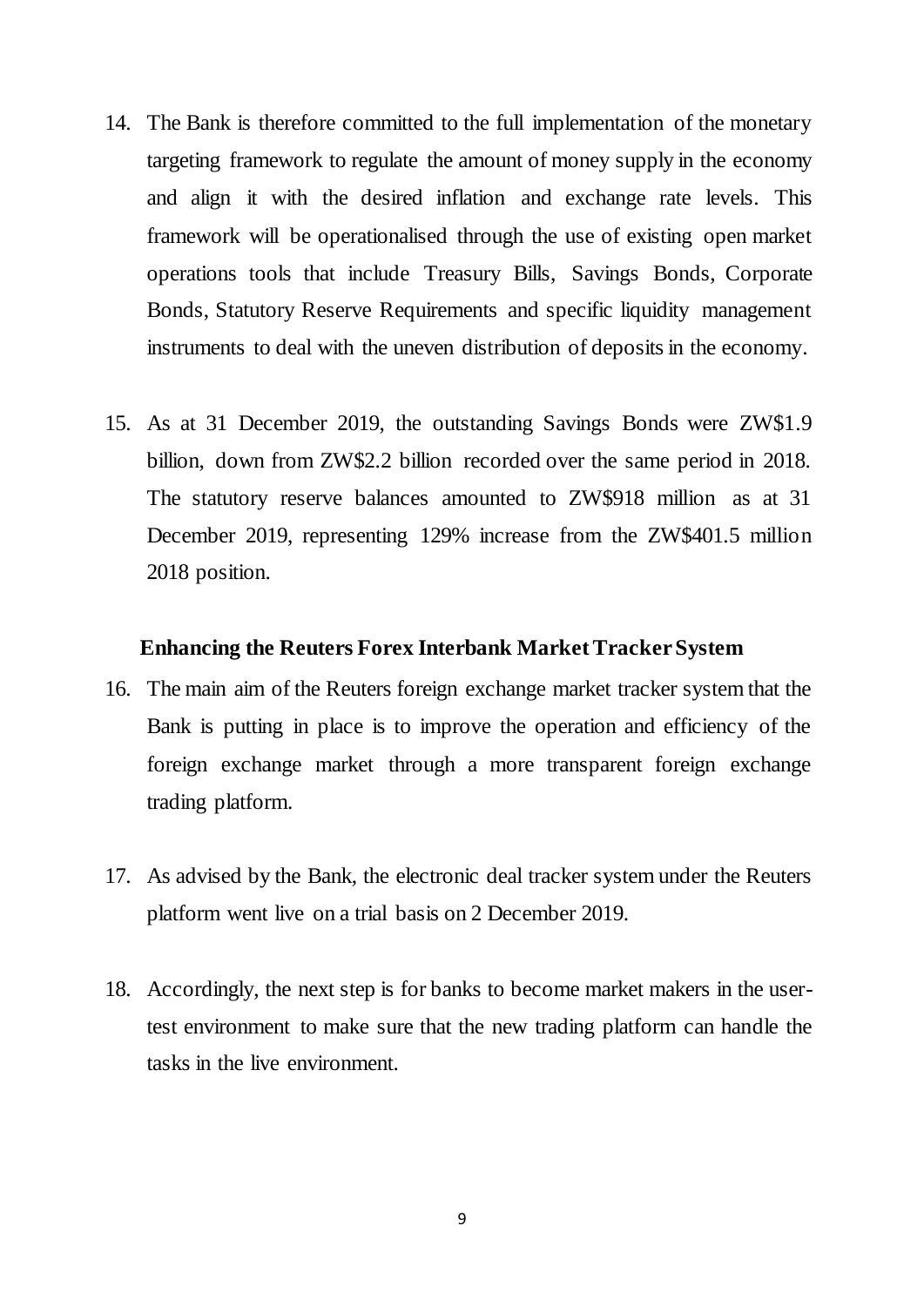14. The Bank is therefore committed to the full implementation of the monetary targeting framework to regulate the amount of money supply in the economy and align it with the desired inflation and exchange rate levels. This framework will be operationalised through the use of existing open market operations tools that include Treasury Bills, Savings Bonds, Corporate Bonds, Statutory Reserve Requirements and specific liquidity management instruments to deal with the uneven distribution of deposits in the economy.

15. As at 31 December 2019, the outstanding Savings Bonds were ZW$1.9 billion, down from ZW$2.2 billion recorded over the same period in 2018. The statutory reserve balances amounted to ZW$918 million as at 31 December 2019, representing 129% increase from the ZW$401.5 million 2018 position.

### Enhancing the Reuters Forex Interbank Market Tracker System

16. The main aim of the Reuters foreign exchange market tracker system that the Bank is putting in place is to improve the operation and efficiency of the foreign exchange market through a more transparent foreign exchange trading platform.

17. As advised by the Bank, the electronic deal tracker system under the Reuters platform went live on a trial basis on 2 December 2019.

18. Accordingly, the next step is for banks to become market makers in the user-test environment to make sure that the new trading platform can handle the tasks in the live environment.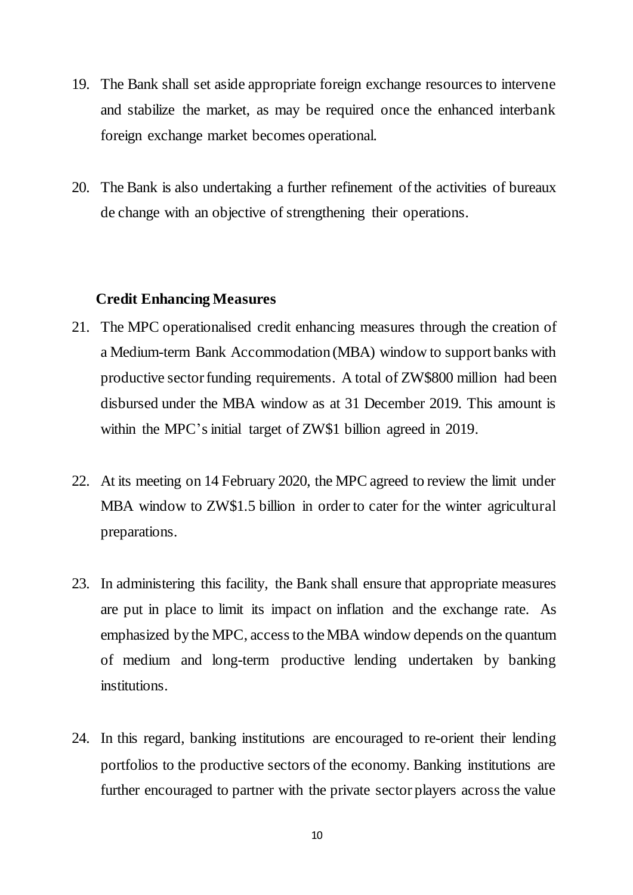19. The Bank shall set aside appropriate foreign exchange resources to intervene and stabilize the market, as may be required once the enhanced interbank foreign exchange market becomes operational.

20. The Bank is also undertaking a further refinement of the activities of bureaux de change with an objective of strengthening their operations.

**Credit Enhancing Measures**

21. The MPC operationalised credit enhancing measures through the creation of a Medium-term Bank Accommodation (MBA) window to support banks with productive sector funding requirements. A total of ZW$800 million had been disbursed under the MBA window as at 31 December 2019. This amount is within the MPC's initial target of ZW$1 billion agreed in 2019.

22. At its meeting on 14 February 2020, the MPC agreed to review the limit under MBA window to ZW$1.5 billion in order to cater for the winter agricultural preparations.

23. In administering this facility, the Bank shall ensure that appropriate measures are put in place to limit its impact on inflation and the exchange rate. As emphasized by the MPC, access to the MBA window depends on the quantum of medium and long-term productive lending undertaken by banking institutions.

24. In this regard, banking institutions are encouraged to re-orient their lending portfolios to the productive sectors of the economy. Banking institutions are further encouraged to partner with the private sector players across the value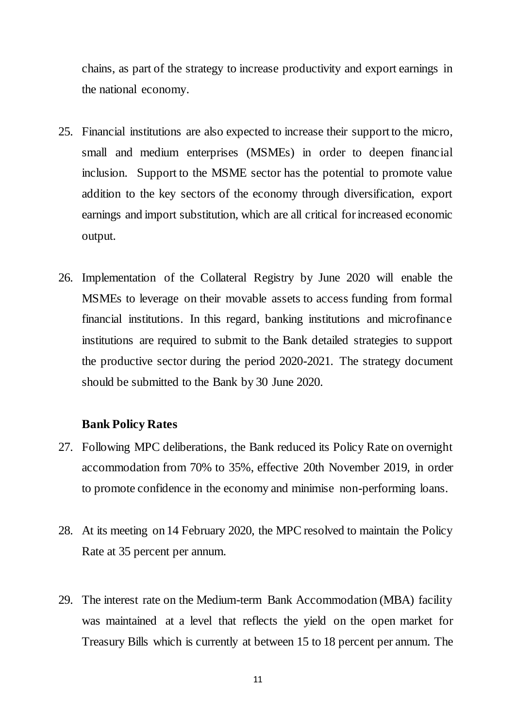chains, as part of the strategy to increase productivity and export earnings in the national economy.

25. Financial institutions are also expected to increase their support to the micro, small and medium enterprises (MSMEs) in order to deepen financial inclusion. Support to the MSME sector has the potential to promote value addition to the key sectors of the economy through diversification, export earnings and import substitution, which are all critical for increased economic output.

26. Implementation of the Collateral Registry by June 2020 will enable the MSMEs to leverage on their movable assets to access funding from formal financial institutions. In this regard, banking institutions and microfinance institutions are required to submit to the Bank detailed strategies to support the productive sector during the period 2020-2021. The strategy document should be submitted to the Bank by 30 June 2020.

**Bank Policy Rates**

27. Following MPC deliberations, the Bank reduced its Policy Rate on overnight accommodation from 70% to 35%, effective 20th November 2019, in order to promote confidence in the economy and minimise non-performing loans.

28. At its meeting on 14 February 2020, the MPC resolved to maintain the Policy Rate at 35 percent per annum.

29. The interest rate on the Medium-term Bank Accommodation (MBA) facility was maintained at a level that reflects the yield on the open market for Treasury Bills which is currently at between 15 to 18 percent per annum. The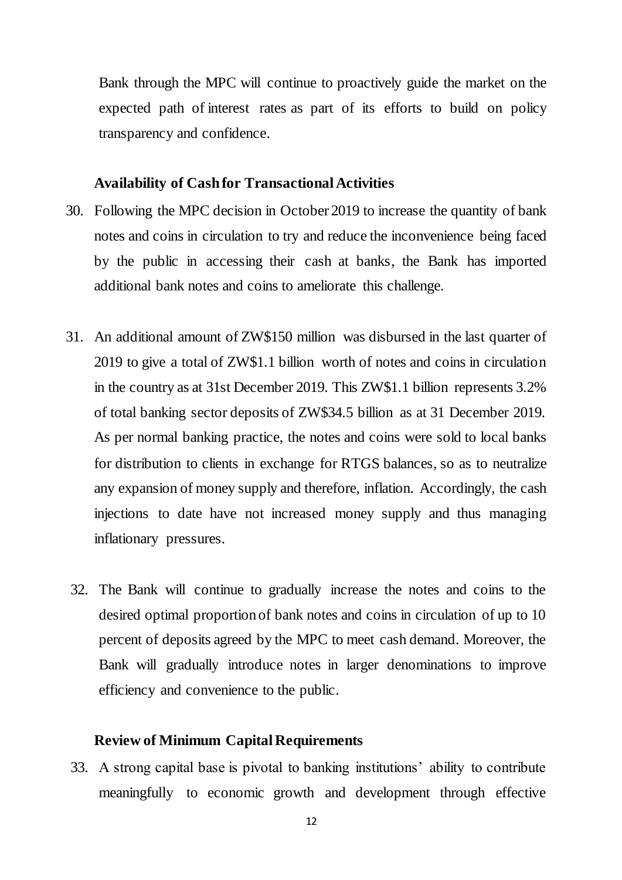Bank through the MPC will continue to proactively guide the market on the expected path of interest rates as part of its efforts to build on policy transparency and confidence.

### Availability of Cash for Transactional Activities

30. Following the MPC decision in October 2019 to increase the quantity of bank notes and coins in circulation to try and reduce the inconvenience being faced by the public in accessing their cash at banks, the Bank has imported additional bank notes and coins to ameliorate this challenge.

31. An additional amount of ZW$150 million was disbursed in the last quarter of 2019 to give a total of ZW$1.1 billion worth of notes and coins in circulation in the country as at 31st December 2019. This ZW$1.1 billion represents 3.2% of total banking sector deposits of ZW$34.5 billion as at 31 December 2019. As per normal banking practice, the notes and coins were sold to local banks for distribution to clients in exchange for RTGS balances, so as to neutralize any expansion of money supply and therefore, inflation. Accordingly, the cash injections to date have not increased money supply and thus managing inflationary pressures.

32. The Bank will continue to gradually increase the notes and coins to the desired optimal proportion of bank notes and coins in circulation of up to 10 percent of deposits agreed by the MPC to meet cash demand. Moreover, the Bank will gradually introduce notes in larger denominations to improve efficiency and convenience to the public.

### Review of Minimum Capital Requirements

33. A strong capital base is pivotal to banking institutions' ability to contribute meaningfully to economic growth and development through effective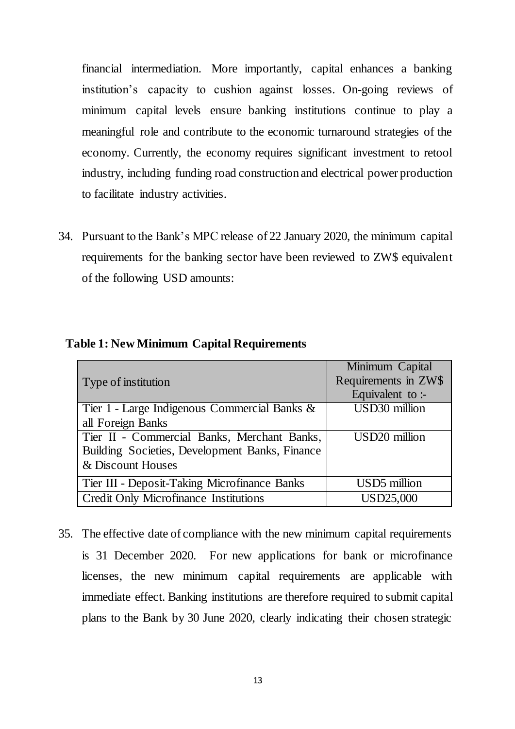financial intermediation. More importantly, capital enhances a banking institution's capacity to cushion against losses. On-going reviews of minimum capital levels ensure banking institutions continue to play a meaningful role and contribute to the economic turnaround strategies of the economy. Currently, the economy requires significant investment to retool industry, including funding road construction and electrical power production to facilitate industry activities.

34. Pursuant to the Bank's MPC release of 22 January 2020, the minimum capital requirements for the banking sector have been reviewed to ZW$ equivalent of the following USD amounts:

**Table 1: New Minimum Capital Requirements**

| Type of institution | Minimum Capital Requirements in ZW$ Equivalent to :- |
|---|---|
| Tier 1 - Large Indigenous Commercial Banks & all Foreign Banks | USD30 million |
| Tier II - Commercial Banks, Merchant Banks, Building Societies, Development Banks, Finance & Discount Houses | USD20 million |
| Tier III - Deposit-Taking Microfinance Banks | USD5 million |
| Credit Only Microfinance Institutions | USD25,000 |

35. The effective date of compliance with the new minimum capital requirements is 31 December 2020. For new applications for bank or microfinance licenses, the new minimum capital requirements are applicable with immediate effect. Banking institutions are therefore required to submit capital plans to the Bank by 30 June 2020, clearly indicating their chosen strategic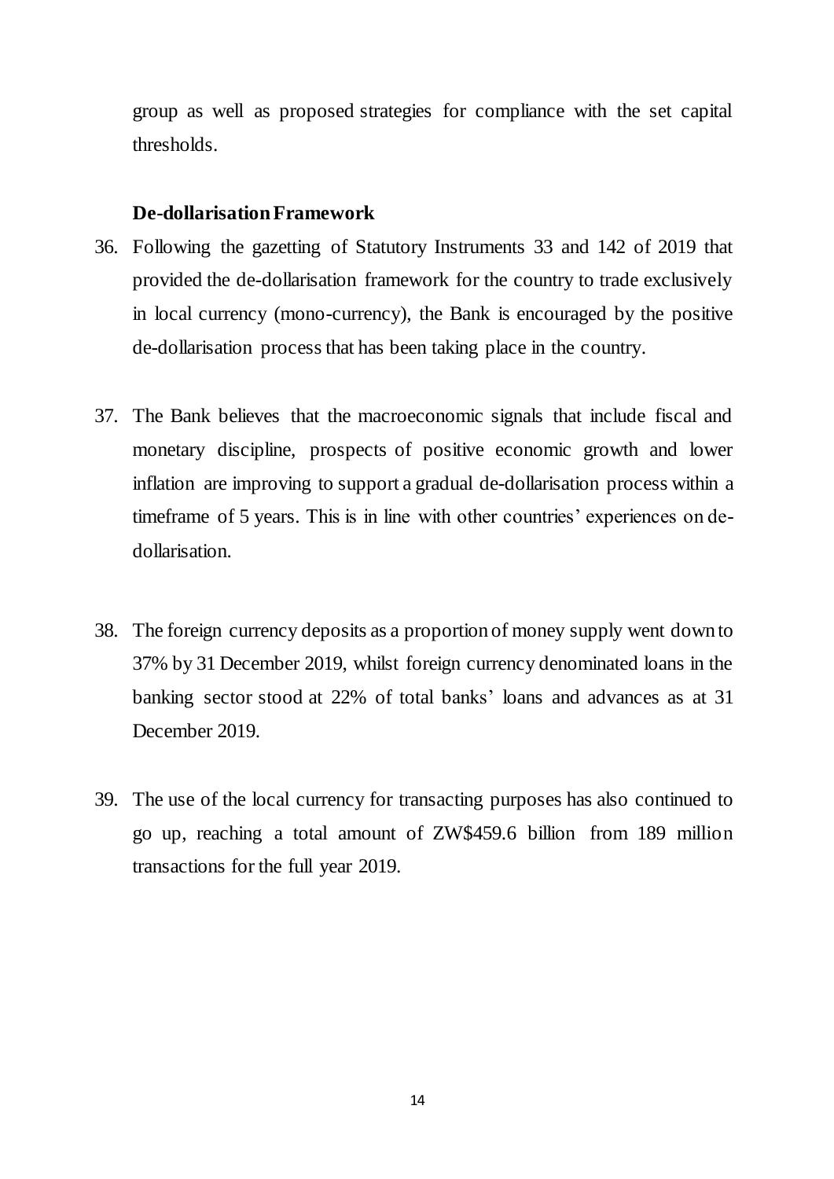group as well as proposed strategies for compliance with the set capital thresholds.

**De-dollarisation Framework**

36. Following the gazetting of Statutory Instruments 33 and 142 of 2019 that provided the de-dollarisation framework for the country to trade exclusively in local currency (mono-currency), the Bank is encouraged by the positive de-dollarisation process that has been taking place in the country.

37. The Bank believes that the macroeconomic signals that include fiscal and monetary discipline, prospects of positive economic growth and lower inflation are improving to support a gradual de-dollarisation process within a timeframe of 5 years. This is in line with other countries' experiences on de-dollarisation.

38. The foreign currency deposits as a proportion of money supply went down to 37% by 31 December 2019, whilst foreign currency denominated loans in the banking sector stood at 22% of total banks' loans and advances as at 31 December 2019.

39. The use of the local currency for transacting purposes has also continued to go up, reaching a total amount of ZW$459.6 billion from 189 million transactions for the full year 2019.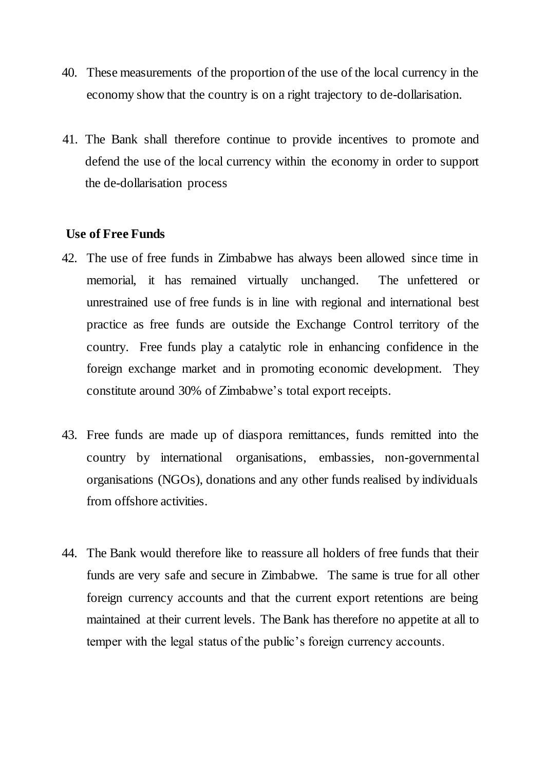40. These measurements of the proportion of the use of the local currency in the economy show that the country is on a right trajectory to de-dollarisation.

41. The Bank shall therefore continue to provide incentives to promote and defend the use of the local currency within the economy in order to support the de-dollarisation process

**Use of Free Funds**

42. The use of free funds in Zimbabwe has always been allowed since time in memorial, it has remained virtually unchanged. The unfettered or unrestrained use of free funds is in line with regional and international best practice as free funds are outside the Exchange Control territory of the country. Free funds play a catalytic role in enhancing confidence in the foreign exchange market and in promoting economic development. They constitute around 30% of Zimbabwe's total export receipts.

43. Free funds are made up of diaspora remittances, funds remitted into the country by international organisations, embassies, non-governmental organisations (NGOs), donations and any other funds realised by individuals from offshore activities.

44. The Bank would therefore like to reassure all holders of free funds that their funds are very safe and secure in Zimbabwe. The same is true for all other foreign currency accounts and that the current export retentions are being maintained at their current levels. The Bank has therefore no appetite at all to temper with the legal status of the public's foreign currency accounts.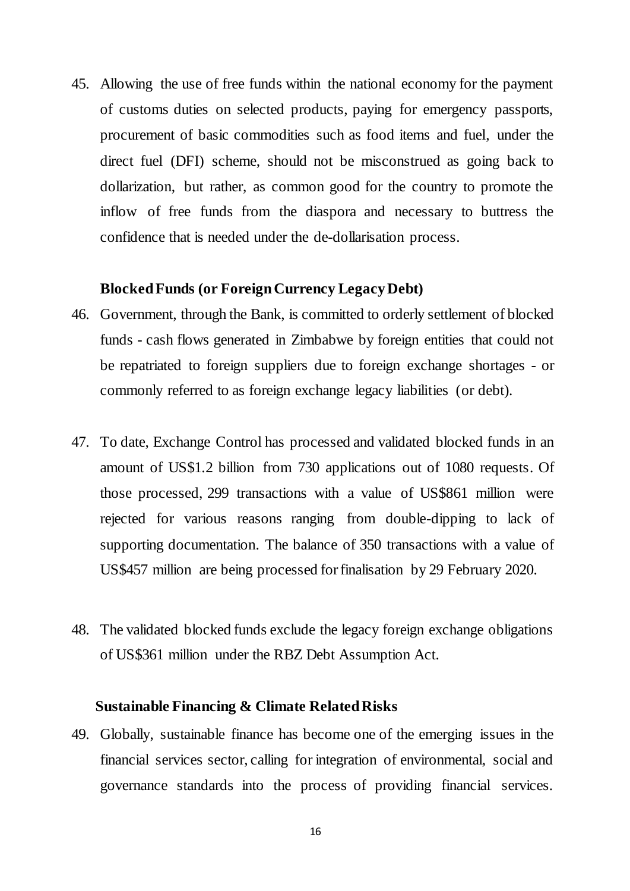45. Allowing the use of free funds within the national economy for the payment of customs duties on selected products, paying for emergency passports, procurement of basic commodities such as food items and fuel, under the direct fuel (DFI) scheme, should not be misconstrued as going back to dollarization, but rather, as common good for the country to promote the inflow of free funds from the diaspora and necessary to buttress the confidence that is needed under the de-dollarisation process.

**Blocked Funds (or Foreign Currency Legacy Debt)**

46. Government, through the Bank, is committed to orderly settlement of blocked funds - cash flows generated in Zimbabwe by foreign entities that could not be repatriated to foreign suppliers due to foreign exchange shortages - or commonly referred to as foreign exchange legacy liabilities (or debt).

47. To date, Exchange Control has processed and validated blocked funds in an amount of US$1.2 billion from 730 applications out of 1080 requests. Of those processed, 299 transactions with a value of US$861 million were rejected for various reasons ranging from double-dipping to lack of supporting documentation. The balance of 350 transactions with a value of US$457 million are being processed for finalisation by 29 February 2020.

48. The validated blocked funds exclude the legacy foreign exchange obligations of US$361 million under the RBZ Debt Assumption Act.

**Sustainable Financing & Climate Related Risks**

49. Globally, sustainable finance has become one of the emerging issues in the financial services sector, calling for integration of environmental, social and governance standards into the process of providing financial services.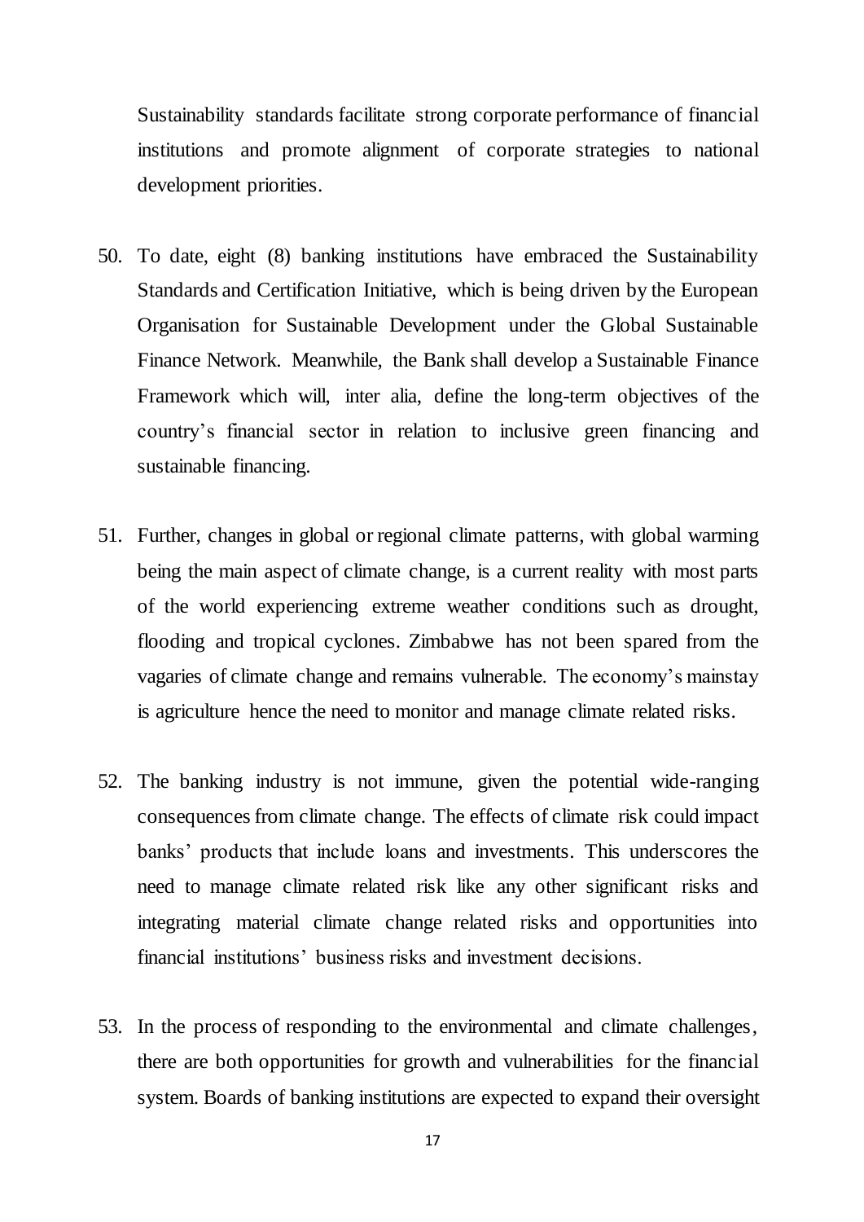Sustainability standards facilitate strong corporate performance of financial institutions and promote alignment of corporate strategies to national development priorities.

50. To date, eight (8) banking institutions have embraced the Sustainability Standards and Certification Initiative, which is being driven by the European Organisation for Sustainable Development under the Global Sustainable Finance Network. Meanwhile, the Bank shall develop a Sustainable Finance Framework which will, inter alia, define the long-term objectives of the country's financial sector in relation to inclusive green financing and sustainable financing.

51. Further, changes in global or regional climate patterns, with global warming being the main aspect of climate change, is a current reality with most parts of the world experiencing extreme weather conditions such as drought, flooding and tropical cyclones. Zimbabwe has not been spared from the vagaries of climate change and remains vulnerable. The economy's mainstay is agriculture hence the need to monitor and manage climate related risks.

52. The banking industry is not immune, given the potential wide-ranging consequences from climate change. The effects of climate risk could impact banks' products that include loans and investments. This underscores the need to manage climate related risk like any other significant risks and integrating material climate change related risks and opportunities into financial institutions' business risks and investment decisions.

53. In the process of responding to the environmental and climate challenges, there are both opportunities for growth and vulnerabilities for the financial system. Boards of banking institutions are expected to expand their oversight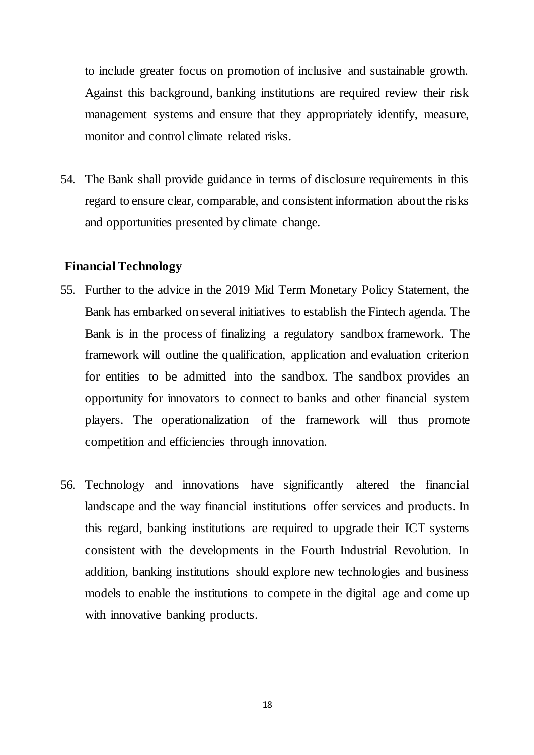to include greater focus on promotion of inclusive and sustainable growth. Against this background, banking institutions are required review their risk management systems and ensure that they appropriately identify, measure, monitor and control climate related risks.

54. The Bank shall provide guidance in terms of disclosure requirements in this regard to ensure clear, comparable, and consistent information about the risks and opportunities presented by climate change.

**Financial Technology**

55. Further to the advice in the 2019 Mid Term Monetary Policy Statement, the Bank has embarked on several initiatives to establish the Fintech agenda. The Bank is in the process of finalizing a regulatory sandbox framework. The framework will outline the qualification, application and evaluation criterion for entities to be admitted into the sandbox. The sandbox provides an opportunity for innovators to connect to banks and other financial system players. The operationalization of the framework will thus promote competition and efficiencies through innovation.

56. Technology and innovations have significantly altered the financial landscape and the way financial institutions offer services and products. In this regard, banking institutions are required to upgrade their ICT systems consistent with the developments in the Fourth Industrial Revolution. In addition, banking institutions should explore new technologies and business models to enable the institutions to compete in the digital age and come up with innovative banking products.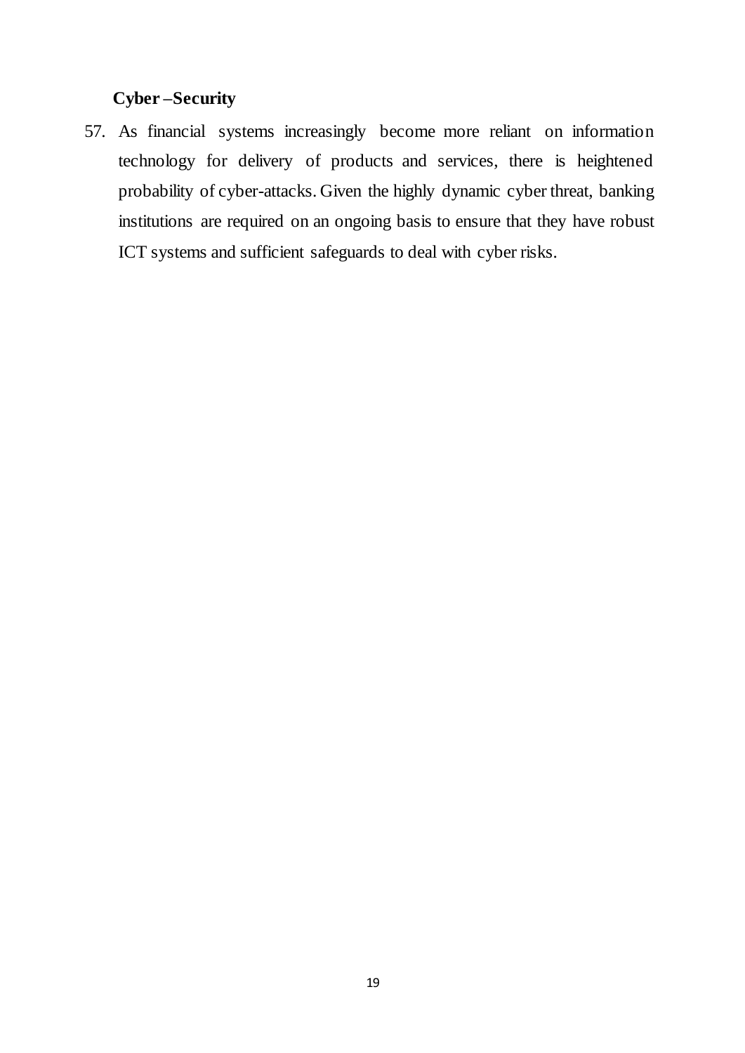**Cyber –Security**

57. As financial systems increasingly become more reliant on information technology for delivery of products and services, there is heightened probability of cyber-attacks. Given the highly dynamic cyber threat, banking institutions are required on an ongoing basis to ensure that they have robust ICT systems and sufficient safeguards to deal with cyber risks.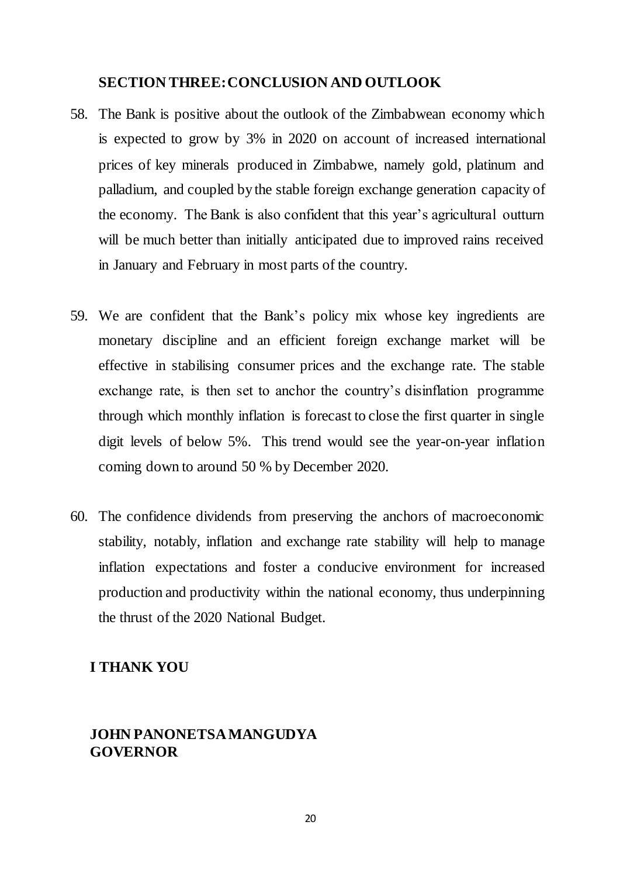## SECTION THREE: CONCLUSION AND OUTLOOK

58. The Bank is positive about the outlook of the Zimbabwean economy which is expected to grow by 3% in 2020 on account of increased international prices of key minerals produced in Zimbabwe, namely gold, platinum and palladium, and coupled by the stable foreign exchange generation capacity of the economy. The Bank is also confident that this year's agricultural outturn will be much better than initially anticipated due to improved rains received in January and February in most parts of the country.

59. We are confident that the Bank's policy mix whose key ingredients are monetary discipline and an efficient foreign exchange market will be effective in stabilising consumer prices and the exchange rate. The stable exchange rate, is then set to anchor the country's disinflation programme through which monthly inflation is forecast to close the first quarter in single digit levels of below 5%. This trend would see the year-on-year inflation coming down to around 50 % by December 2020.

60. The confidence dividends from preserving the anchors of macroeconomic stability, notably, inflation and exchange rate stability will help to manage inflation expectations and foster a conducive environment for increased production and productivity within the national economy, thus underpinning the thrust of the 2020 National Budget.

**I THANK YOU**

**JOHN PANONETSA MANGUDYA**
**GOVERNOR**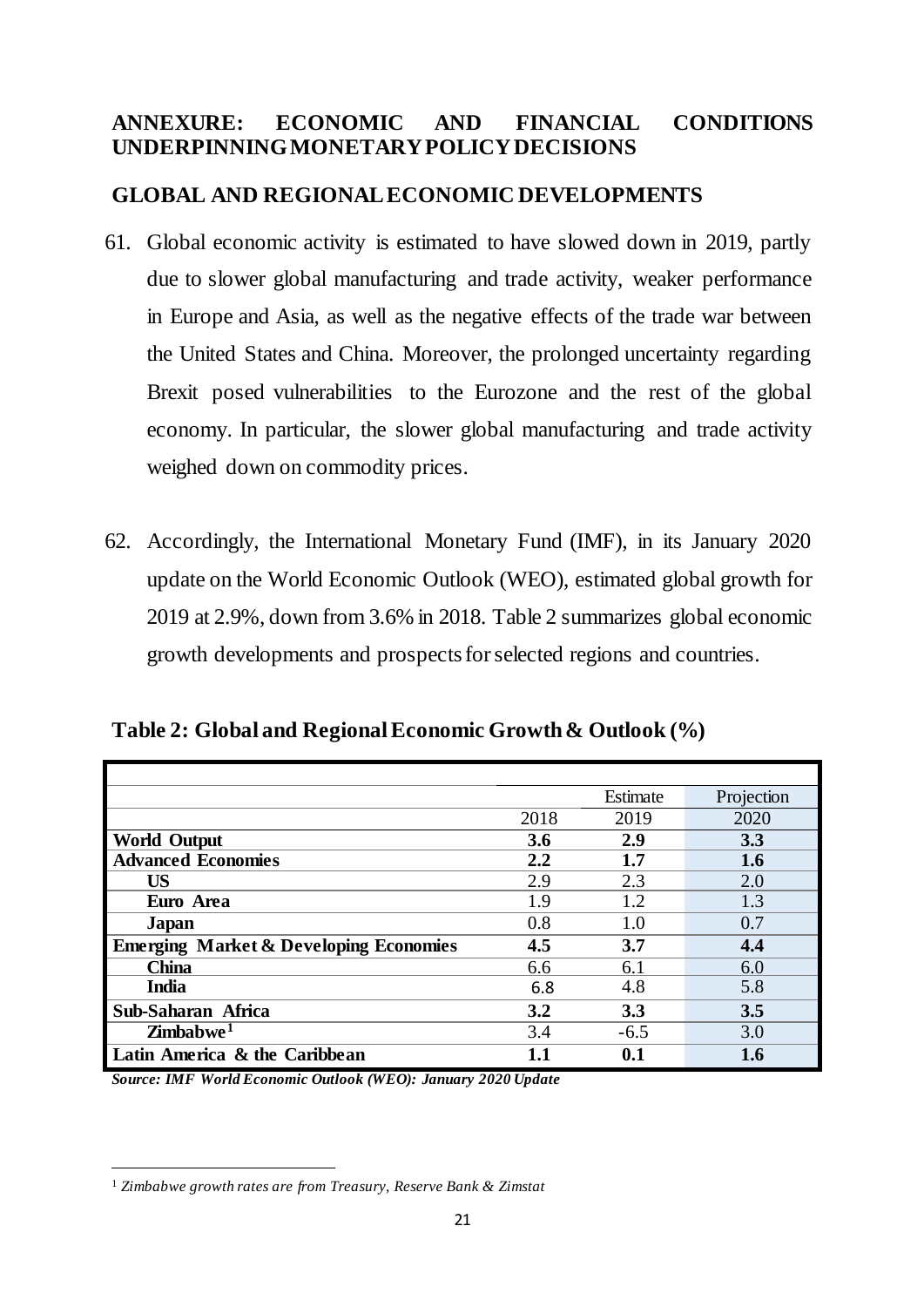## ANNEXURE: ECONOMIC AND FINANCIAL CONDITIONS UNDERPINNING MONETARY POLICY DECISIONS

### GLOBAL AND REGIONAL ECONOMIC DEVELOPMENTS

61. Global economic activity is estimated to have slowed down in 2019, partly due to slower global manufacturing and trade activity, weaker performance in Europe and Asia, as well as the negative effects of the trade war between the United States and China. Moreover, the prolonged uncertainty regarding Brexit posed vulnerabilities to the Eurozone and the rest of the global economy. In particular, the slower global manufacturing and trade activity weighed down on commodity prices.

62. Accordingly, the International Monetary Fund (IMF), in its January 2020 update on the World Economic Outlook (WEO), estimated global growth for 2019 at 2.9%, down from 3.6% in 2018. Table 2 summarizes global economic growth developments and prospects for selected regions and countries.

**Table 2: Global and Regional Economic Growth & Outlook (%)**

| | | Estimate | Projection |
|---|---|---|---|
| | 2018 | 2019 | 2020 |
| **World Output** | **3.6** | **2.9** | **3.3** |
| **Advanced Economies** | **2.2** | **1.7** | **1.6** |
| **US** | 2.9 | 2.3 | 2.0 |
| **Euro Area** | 1.9 | 1.2 | 1.3 |
| **Japan** | 0.8 | 1.0 | 0.7 |
| **Emerging Market & Developing Economies** | **4.5** | **3.7** | **4.4** |
| **China** | 6.6 | 6.1 | 6.0 |
| **India** | 6.8 | 4.8 | 5.8 |
| **Sub-Saharan Africa** | **3.2** | **3.3** | **3.5** |
| **Zimbabwe**[1] | 3.4 | -6.5 | 3.0 |
| **Latin America & the Caribbean** | **1.1** | **0.1** | **1.6** |

***Source: IMF World Economic Outlook (WEO): January 2020 Update***

[1] *Zimbabwe growth rates are from Treasury, Reserve Bank & Zimstat*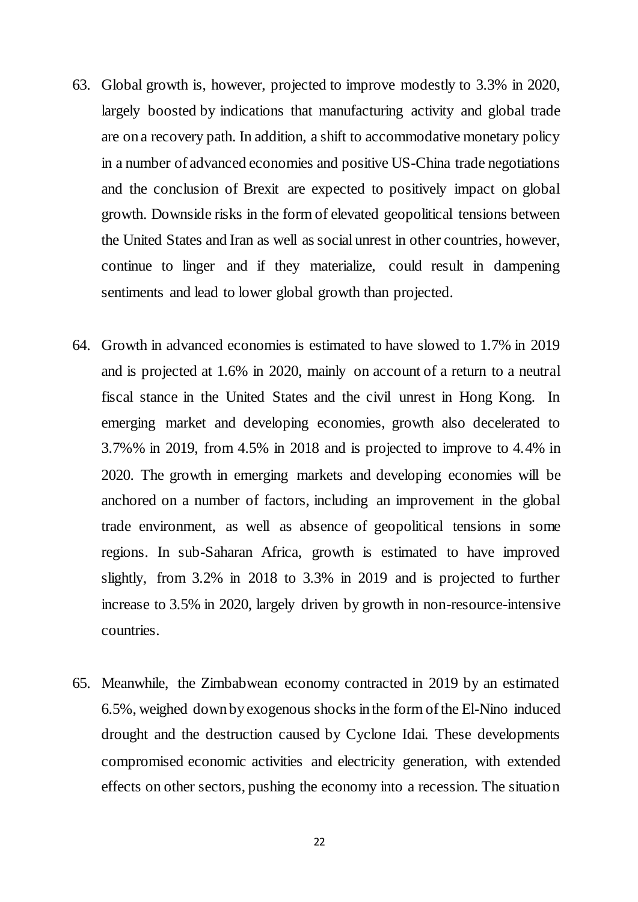63. Global growth is, however, projected to improve modestly to 3.3% in 2020, largely boosted by indications that manufacturing activity and global trade are on a recovery path. In addition, a shift to accommodative monetary policy in a number of advanced economies and positive US-China trade negotiations and the conclusion of Brexit are expected to positively impact on global growth. Downside risks in the form of elevated geopolitical tensions between the United States and Iran as well as social unrest in other countries, however, continue to linger and if they materialize, could result in dampening sentiments and lead to lower global growth than projected.

64. Growth in advanced economies is estimated to have slowed to 1.7% in 2019 and is projected at 1.6% in 2020, mainly on account of a return to a neutral fiscal stance in the United States and the civil unrest in Hong Kong. In emerging market and developing economies, growth also decelerated to 3.7%% in 2019, from 4.5% in 2018 and is projected to improve to 4.4% in 2020. The growth in emerging markets and developing economies will be anchored on a number of factors, including an improvement in the global trade environment, as well as absence of geopolitical tensions in some regions. In sub-Saharan Africa, growth is estimated to have improved slightly, from 3.2% in 2018 to 3.3% in 2019 and is projected to further increase to 3.5% in 2020, largely driven by growth in non-resource-intensive countries.

65. Meanwhile, the Zimbabwean economy contracted in 2019 by an estimated 6.5%, weighed down by exogenous shocks in the form of the El-Nino induced drought and the destruction caused by Cyclone Idai. These developments compromised economic activities and electricity generation, with extended effects on other sectors, pushing the economy into a recession. The situation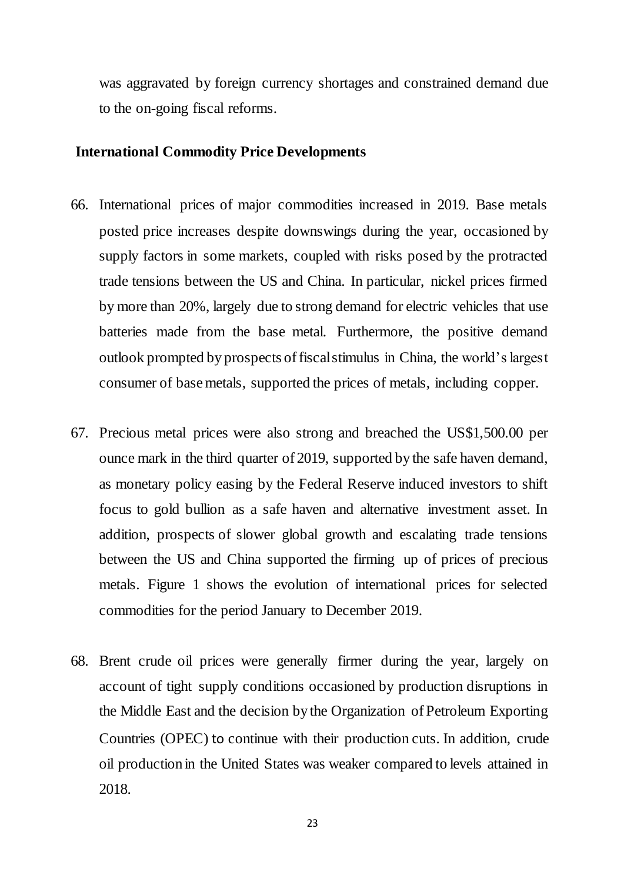was aggravated by foreign currency shortages and constrained demand due to the on-going fiscal reforms.

## International Commodity Price Developments

66. International prices of major commodities increased in 2019. Base metals posted price increases despite downswings during the year, occasioned by supply factors in some markets, coupled with risks posed by the protracted trade tensions between the US and China. In particular, nickel prices firmed by more than 20%, largely due to strong demand for electric vehicles that use batteries made from the base metal. Furthermore, the positive demand outlook prompted by prospects of fiscal stimulus in China, the world's largest consumer of base metals, supported the prices of metals, including copper.

67. Precious metal prices were also strong and breached the US$1,500.00 per ounce mark in the third quarter of 2019, supported by the safe haven demand, as monetary policy easing by the Federal Reserve induced investors to shift focus to gold bullion as a safe haven and alternative investment asset. In addition, prospects of slower global growth and escalating trade tensions between the US and China supported the firming up of prices of precious metals. Figure 1 shows the evolution of international prices for selected commodities for the period January to December 2019.

68. Brent crude oil prices were generally firmer during the year, largely on account of tight supply conditions occasioned by production disruptions in the Middle East and the decision by the Organization of Petroleum Exporting Countries (OPEC) to continue with their production cuts. In addition, crude oil production in the United States was weaker compared to levels attained in 2018.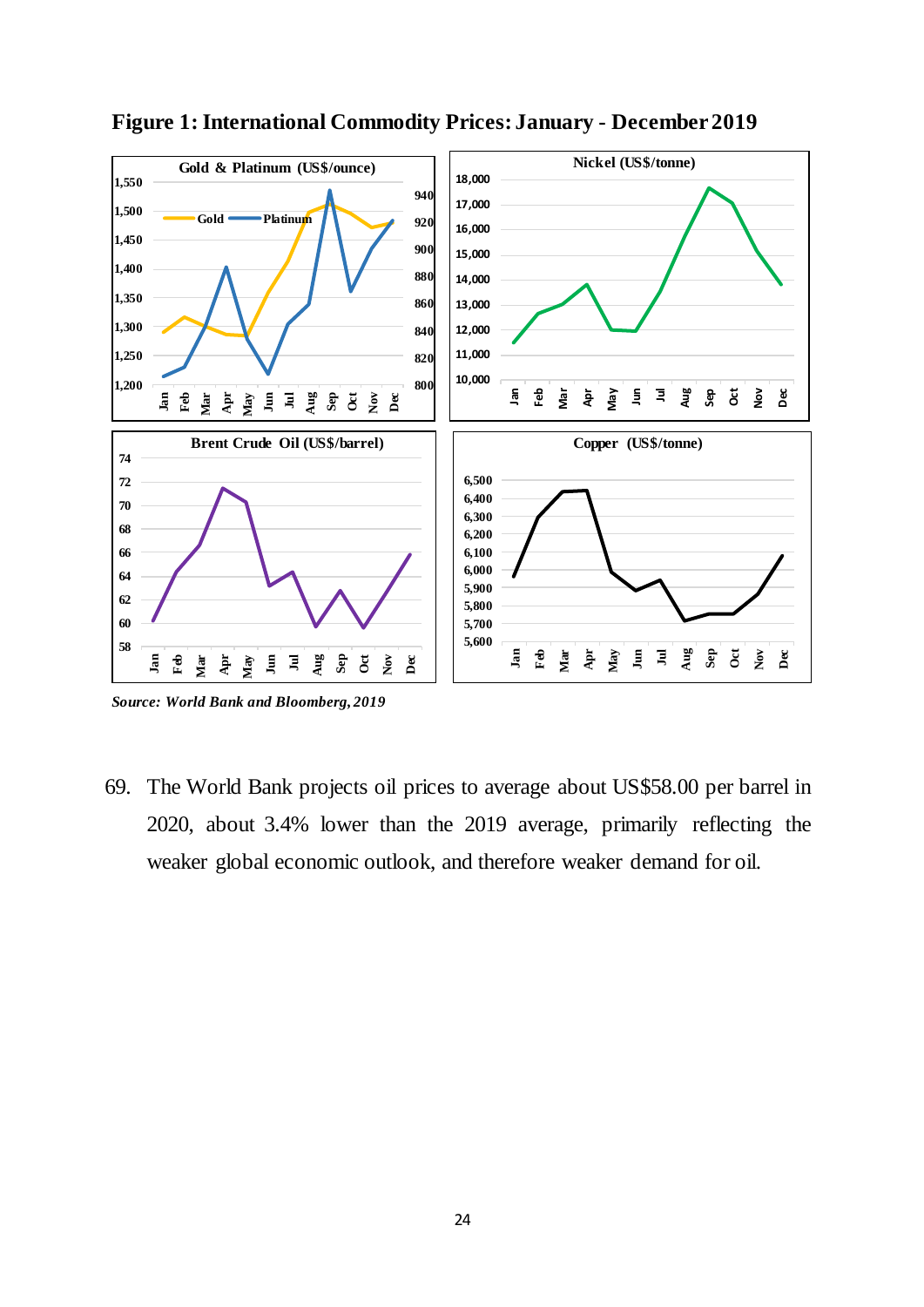**Figure 1: International Commodity Prices: January - December 2019**

*Source: World Bank and Bloomberg, 2019*

69. The World Bank projects oil prices to average about US$58.00 per barrel in 2020, about 3.4% lower than the 2019 average, primarily reflecting the weaker global economic outlook, and therefore weaker demand for oil.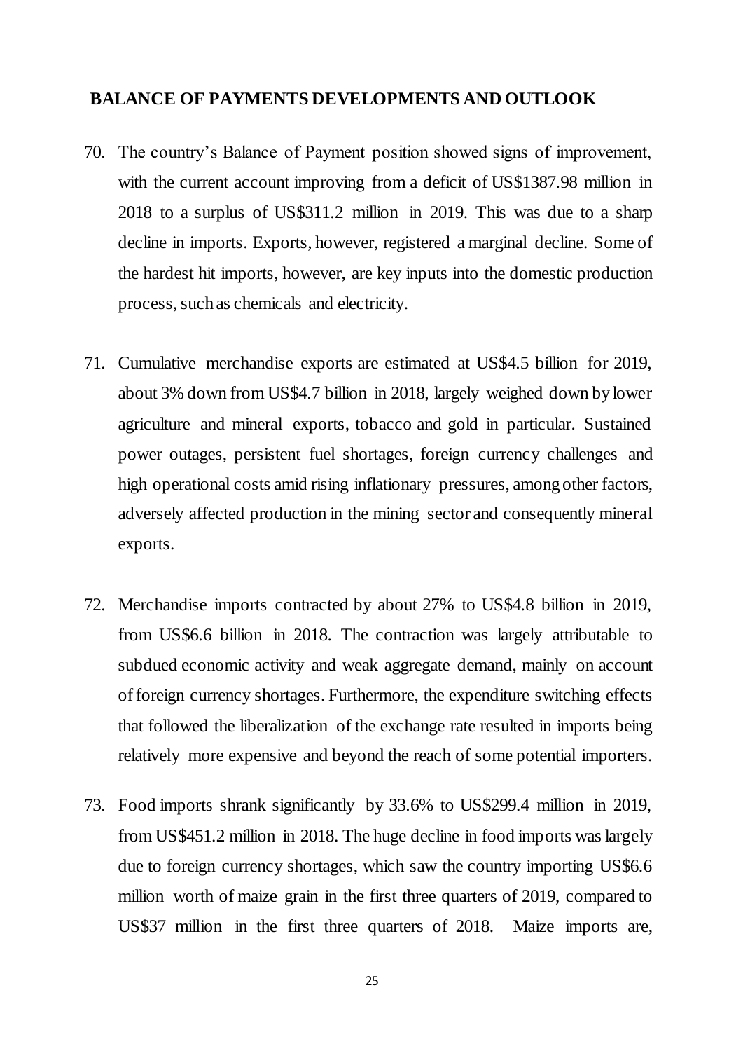## BALANCE OF PAYMENTS DEVELOPMENTS AND OUTLOOK

70. The country's Balance of Payment position showed signs of improvement, with the current account improving from a deficit of US$1387.98 million in 2018 to a surplus of US$311.2 million in 2019. This was due to a sharp decline in imports. Exports, however, registered a marginal decline. Some of the hardest hit imports, however, are key inputs into the domestic production process, such as chemicals and electricity.

71. Cumulative merchandise exports are estimated at US$4.5 billion for 2019, about 3% down from US$4.7 billion in 2018, largely weighed down by lower agriculture and mineral exports, tobacco and gold in particular. Sustained power outages, persistent fuel shortages, foreign currency challenges and high operational costs amid rising inflationary pressures, among other factors, adversely affected production in the mining sector and consequently mineral exports.

72. Merchandise imports contracted by about 27% to US$4.8 billion in 2019, from US$6.6 billion in 2018. The contraction was largely attributable to subdued economic activity and weak aggregate demand, mainly on account of foreign currency shortages. Furthermore, the expenditure switching effects that followed the liberalization of the exchange rate resulted in imports being relatively more expensive and beyond the reach of some potential importers.

73. Food imports shrank significantly by 33.6% to US$299.4 million in 2019, from US$451.2 million in 2018. The huge decline in food imports was largely due to foreign currency shortages, which saw the country importing US$6.6 million worth of maize grain in the first three quarters of 2019, compared to US$37 million in the first three quarters of 2018. Maize imports are,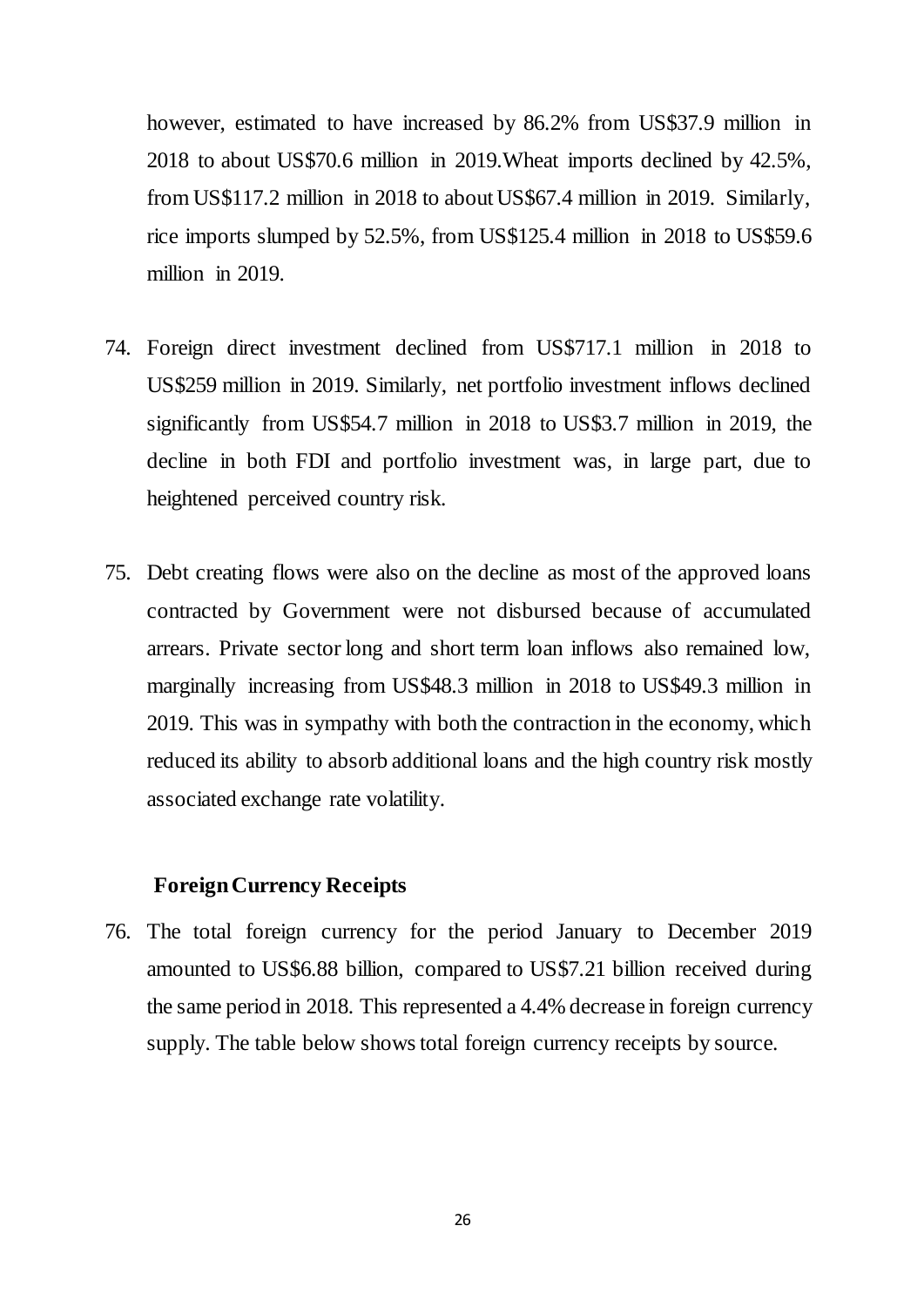however, estimated to have increased by 86.2% from US$37.9 million in 2018 to about US$70.6 million in 2019.Wheat imports declined by 42.5%, from US$117.2 million in 2018 to about US$67.4 million in 2019. Similarly, rice imports slumped by 52.5%, from US$125.4 million in 2018 to US$59.6 million in 2019.

74. Foreign direct investment declined from US$717.1 million in 2018 to US$259 million in 2019. Similarly, net portfolio investment inflows declined significantly from US$54.7 million in 2018 to US$3.7 million in 2019, the decline in both FDI and portfolio investment was, in large part, due to heightened perceived country risk.

75. Debt creating flows were also on the decline as most of the approved loans contracted by Government were not disbursed because of accumulated arrears. Private sector long and short term loan inflows also remained low, marginally increasing from US$48.3 million in 2018 to US$49.3 million in 2019. This was in sympathy with both the contraction in the economy, which reduced its ability to absorb additional loans and the high country risk mostly associated exchange rate volatility.

### Foreign Currency Receipts

76. The total foreign currency for the period January to December 2019 amounted to US$6.88 billion, compared to US$7.21 billion received during the same period in 2018. This represented a 4.4% decrease in foreign currency supply. The table below shows total foreign currency receipts by source.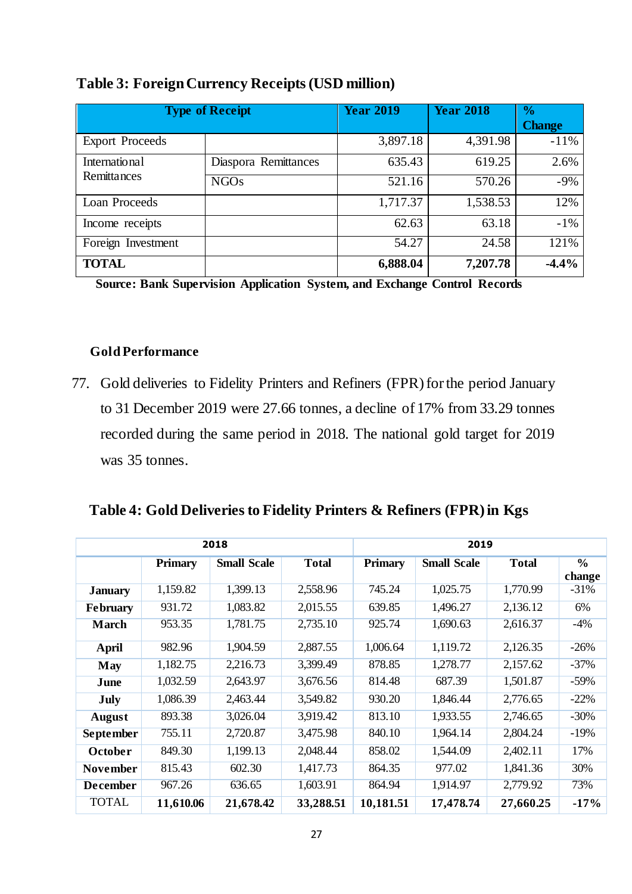**Table 3: Foreign Currency Receipts (USD million)**

| Type of Receipt | | Year 2019 | Year 2018 | % Change |
|---|---|---|---|---|
| Export Proceeds | | 3,897.18 | 4,391.98 | -11% |
| International Remittances | Diaspora Remittances | 635.43 | 619.25 | 2.6% |
| | NGOs | 521.16 | 570.26 | -9% |
| Loan Proceeds | | 1,717.37 | 1,538.53 | 12% |
| Income receipts | | 62.63 | 63.18 | -1% |
| Foreign Investment | | 54.27 | 24.58 | 121% |
| **TOTAL** | | **6,888.04** | **7,207.78** | **-4.4%** |

**Source: Bank Supervision Application System, and Exchange Control Records**

**Gold Performance**

77. Gold deliveries to Fidelity Printers and Refiners (FPR) for the period January to 31 December 2019 were 27.66 tonnes, a decline of 17% from 33.29 tonnes recorded during the same period in 2018. The national gold target for 2019 was 35 tonnes.

**Table 4: Gold Deliveries to Fidelity Printers & Refiners (FPR) in Kgs**

| | 2018 | | | 2019 | | | |
|---|---|---|---|---|---|---|---|
| | Primary | Small Scale | Total | Primary | Small Scale | Total | % change |
| **January** | 1,159.82 | 1,399.13 | 2,558.96 | 745.24 | 1,025.75 | 1,770.99 | -31% |
| **February** | 931.72 | 1,083.82 | 2,015.55 | 639.85 | 1,496.27 | 2,136.12 | 6% |
| **March** | 953.35 | 1,781.75 | 2,735.10 | 925.74 | 1,690.63 | 2,616.37 | -4% |
| **April** | 982.96 | 1,904.59 | 2,887.55 | 1,006.64 | 1,119.72 | 2,126.35 | -26% |
| **May** | 1,182.75 | 2,216.73 | 3,399.49 | 878.85 | 1,278.77 | 2,157.62 | -37% |
| **June** | 1,032.59 | 2,643.97 | 3,676.56 | 814.48 | 687.39 | 1,501.87 | -59% |
| **July** | 1,086.39 | 2,463.44 | 3,549.82 | 930.20 | 1,846.44 | 2,776.65 | -22% |
| **August** | 893.38 | 3,026.04 | 3,919.42 | 813.10 | 1,933.55 | 2,746.65 | -30% |
| **September** | 755.11 | 2,720.87 | 3,475.98 | 840.10 | 1,964.14 | 2,804.24 | -19% |
| **October** | 849.30 | 1,199.13 | 2,048.44 | 858.02 | 1,544.09 | 2,402.11 | 17% |
| **November** | 815.43 | 602.30 | 1,417.73 | 864.35 | 977.02 | 1,841.36 | 30% |
| **December** | 967.26 | 636.65 | 1,603.91 | 864.94 | 1,914.97 | 2,779.92 | 73% |
| TOTAL | **11,610.06** | **21,678.42** | **33,288.51** | **10,181.51** | **17,478.74** | **27,660.25** | **-17%** |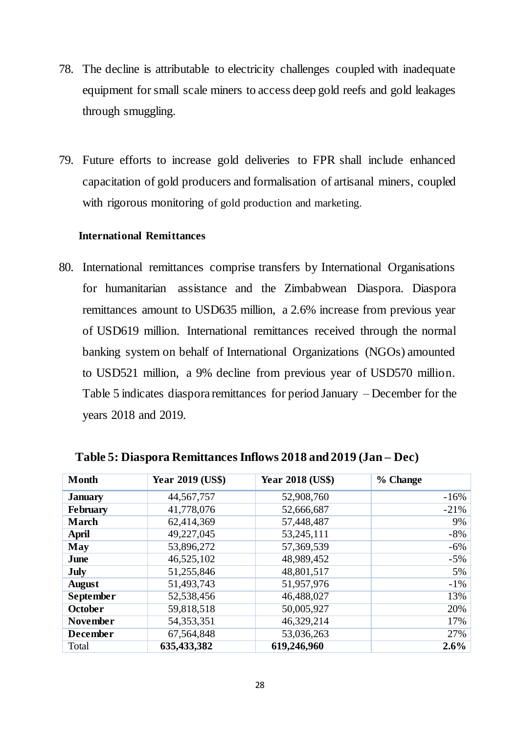78. The decline is attributable to electricity challenges coupled with inadequate equipment for small scale miners to access deep gold reefs and gold leakages through smuggling.

79. Future efforts to increase gold deliveries to FPR shall include enhanced capacitation of gold producers and formalisation of artisanal miners, coupled with rigorous monitoring of gold production and marketing.

**International Remittances**

80. International remittances comprise transfers by International Organisations for humanitarian assistance and the Zimbabwean Diaspora. Diaspora remittances amount to USD635 million, a 2.6% increase from previous year of USD619 million. International remittances received through the normal banking system on behalf of International Organizations (NGOs) amounted to USD521 million, a 9% decline from previous year of USD570 million. Table 5 indicates diaspora remittances for period January – December for the years 2018 and 2019.

**Table 5: Diaspora Remittances Inflows 2018 and 2019 (Jan – Dec)**

| Month | Year 2019 (US$) | Year 2018 (US$) | % Change |
|---|---|---|---|
| **January** | 44,567,757 | 52,908,760 | -16% |
| **February** | 41,778,076 | 52,666,687 | -21% |
| **March** | 62,414,369 | 57,448,487 | 9% |
| **April** | 49,227,045 | 53,245,111 | -8% |
| **May** | 53,896,272 | 57,369,539 | -6% |
| **June** | 46,525,102 | 48,989,452 | -5% |
| **July** | 51,255,846 | 48,801,517 | 5% |
| **August** | 51,493,743 | 51,957,976 | -1% |
| **September** | 52,538,456 | 46,488,027 | 13% |
| **October** | 59,818,518 | 50,005,927 | 20% |
| **November** | 54,353,351 | 46,329,214 | 17% |
| **December** | 67,564,848 | 53,036,263 | 27% |
| Total | **635,433,382** | **619,246,960** | **2.6%** |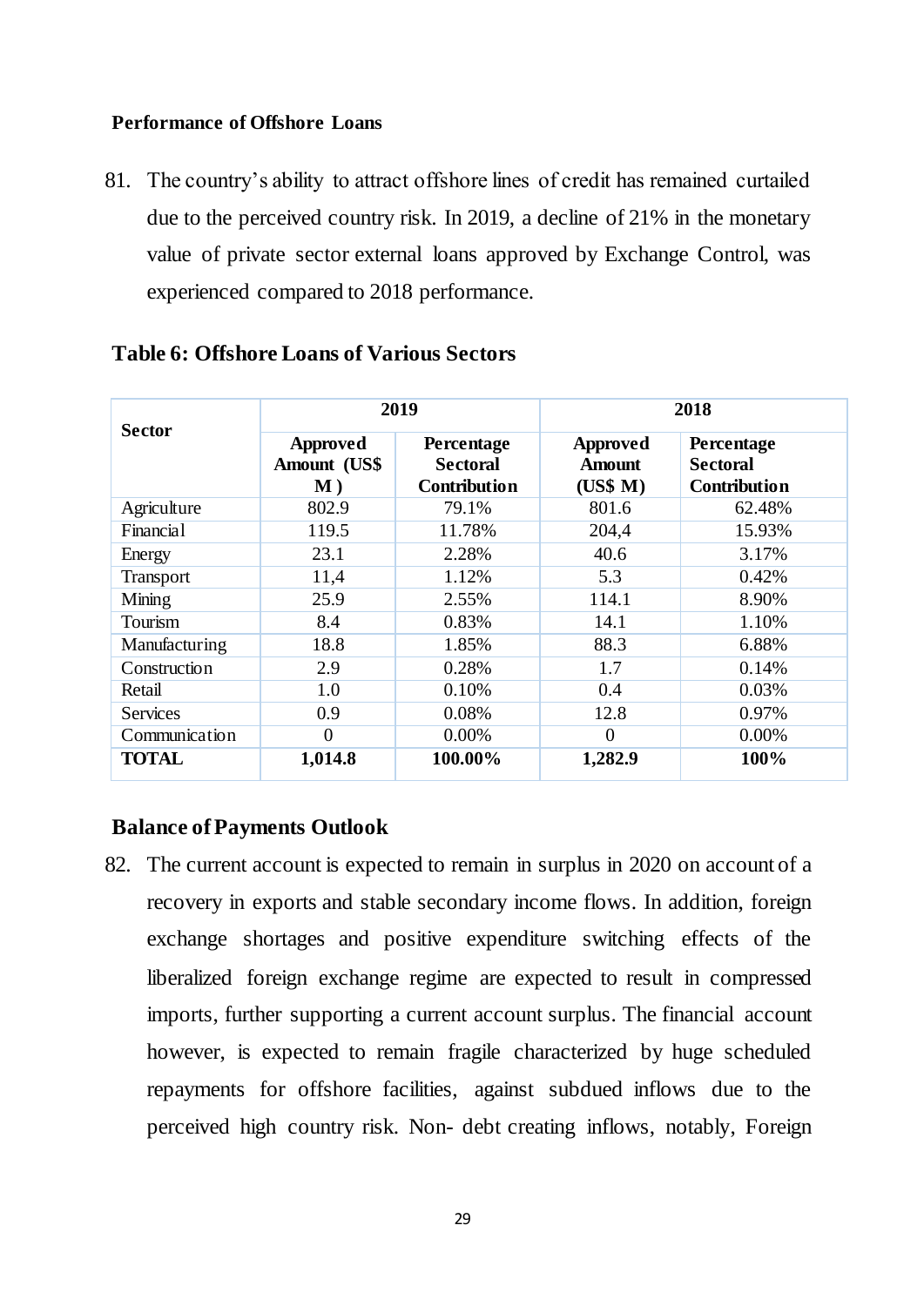### Performance of Offshore Loans

81. The country's ability to attract offshore lines of credit has remained curtailed due to the perceived country risk. In 2019, a decline of 21% in the monetary value of private sector external loans approved by Exchange Control, was experienced compared to 2018 performance.

**Table 6: Offshore Loans of Various Sectors**

| Sector | 2019 | | 2018 | |
|---|---|---|---|---|
| | **Approved Amount (US$ M )** | **Percentage Sectoral Contribution** | **Approved Amount (US$ M)** | **Percentage Sectoral Contribution** |
| Agriculture | 802.9 | 79.1% | 801.6 | 62.48% |
| Financial | 119.5 | 11.78% | 204,4 | 15.93% |
| Energy | 23.1 | 2.28% | 40.6 | 3.17% |
| Transport | 11,4 | 1.12% | 5.3 | 0.42% |
| Mining | 25.9 | 2.55% | 114.1 | 8.90% |
| Tourism | 8.4 | 0.83% | 14.1 | 1.10% |
| Manufacturing | 18.8 | 1.85% | 88.3 | 6.88% |
| Construction | 2.9 | 0.28% | 1.7 | 0.14% |
| Retail | 1.0 | 0.10% | 0.4 | 0.03% |
| Services | 0.9 | 0.08% | 12.8 | 0.97% |
| Communication | 0 | 0.00% | 0 | 0.00% |
| **TOTAL** | **1,014.8** | **100.00%** | **1,282.9** | **100%** |

### Balance of Payments Outlook

82. The current account is expected to remain in surplus in 2020 on account of a recovery in exports and stable secondary income flows. In addition, foreign exchange shortages and positive expenditure switching effects of the liberalized foreign exchange regime are expected to result in compressed imports, further supporting a current account surplus. The financial account however, is expected to remain fragile characterized by huge scheduled repayments for offshore facilities, against subdued inflows due to the perceived high country risk. Non- debt creating inflows, notably, Foreign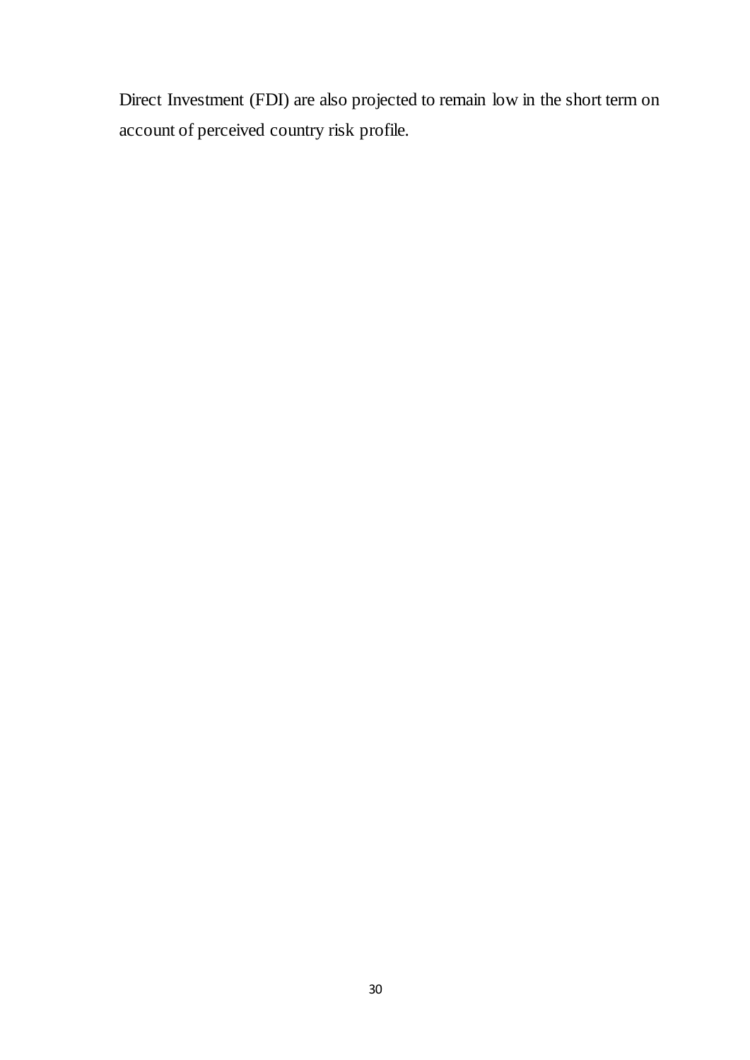Direct Investment (FDI) are also projected to remain low in the short term on account of perceived country risk profile.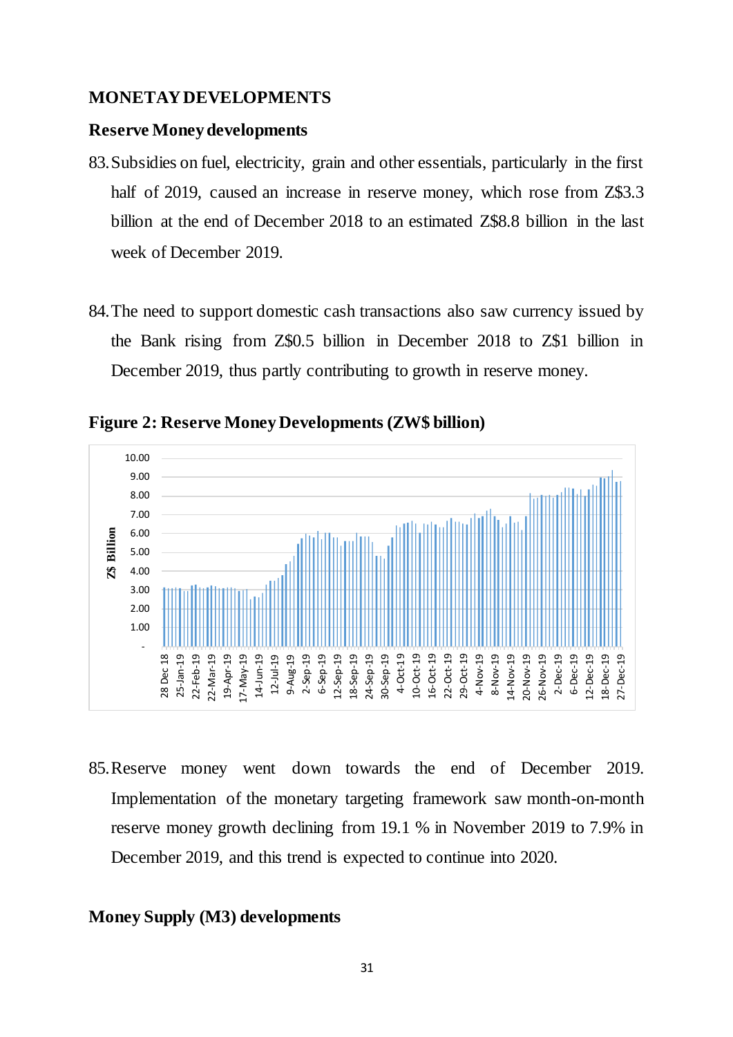## MONETAY DEVELOPMENTS

### Reserve Money developments

83. Subsidies on fuel, electricity, grain and other essentials, particularly in the first half of 2019, caused an increase in reserve money, which rose from Z$3.3 billion at the end of December 2018 to an estimated Z$8.8 billion in the last week of December 2019.

84. The need to support domestic cash transactions also saw currency issued by the Bank rising from Z$0.5 billion in December 2018 to Z$1 billion in December 2019, thus partly contributing to growth in reserve money.

**Figure 2: Reserve Money Developments (ZW$ billion)**

85. Reserve money went down towards the end of December 2019. Implementation of the monetary targeting framework saw month-on-month reserve money growth declining from 19.1 % in November 2019 to 7.9% in December 2019, and this trend is expected to continue into 2020.

### Money Supply (M3) developments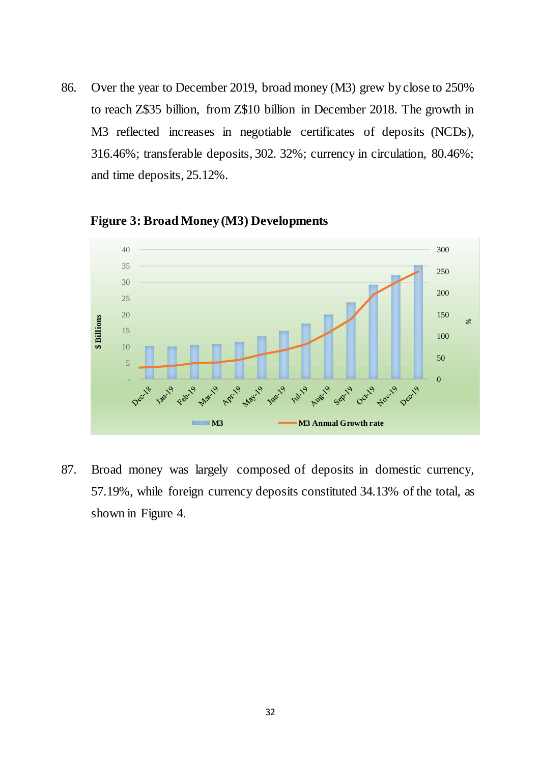86. Over the year to December 2019, broad money (M3) grew by close to 250% to reach Z$35 billion, from Z$10 billion in December 2018. The growth in M3 reflected increases in negotiable certificates of deposits (NCDs), 316.46%; transferable deposits, 302. 32%; currency in circulation, 80.46%; and time deposits, 25.12%.

**Figure 3: Broad Money (M3) Developments**

87. Broad money was largely composed of deposits in domestic currency, 57.19%, while foreign currency deposits constituted 34.13% of the total, as shown in Figure 4.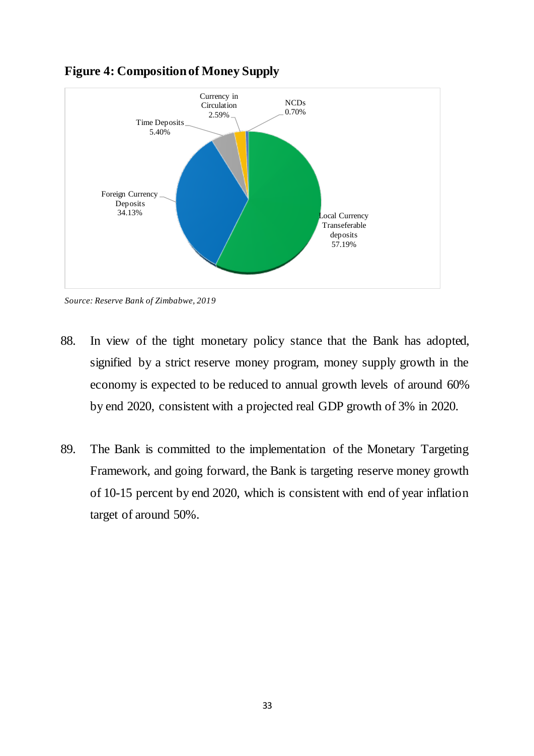**Figure 4: Composition of Money Supply**

| Component | Share |
| --- | --- |
| Local Currency Transeferable deposits | 57.19% |
| Foreign Currency Deposits | 34.13% |
| Time Deposits | 5.40% |
| Currency in Circulation | 2.59% |
| NCDs | 0.70% |

*Source: Reserve Bank of Zimbabwe, 2019*

88. In view of the tight monetary policy stance that the Bank has adopted, signified by a strict reserve money program, money supply growth in the economy is expected to be reduced to annual growth levels of around 60% by end 2020, consistent with a projected real GDP growth of 3% in 2020.

89. The Bank is committed to the implementation of the Monetary Targeting Framework, and going forward, the Bank is targeting reserve money growth of 10-15 percent by end 2020, which is consistent with end of year inflation target of around 50%.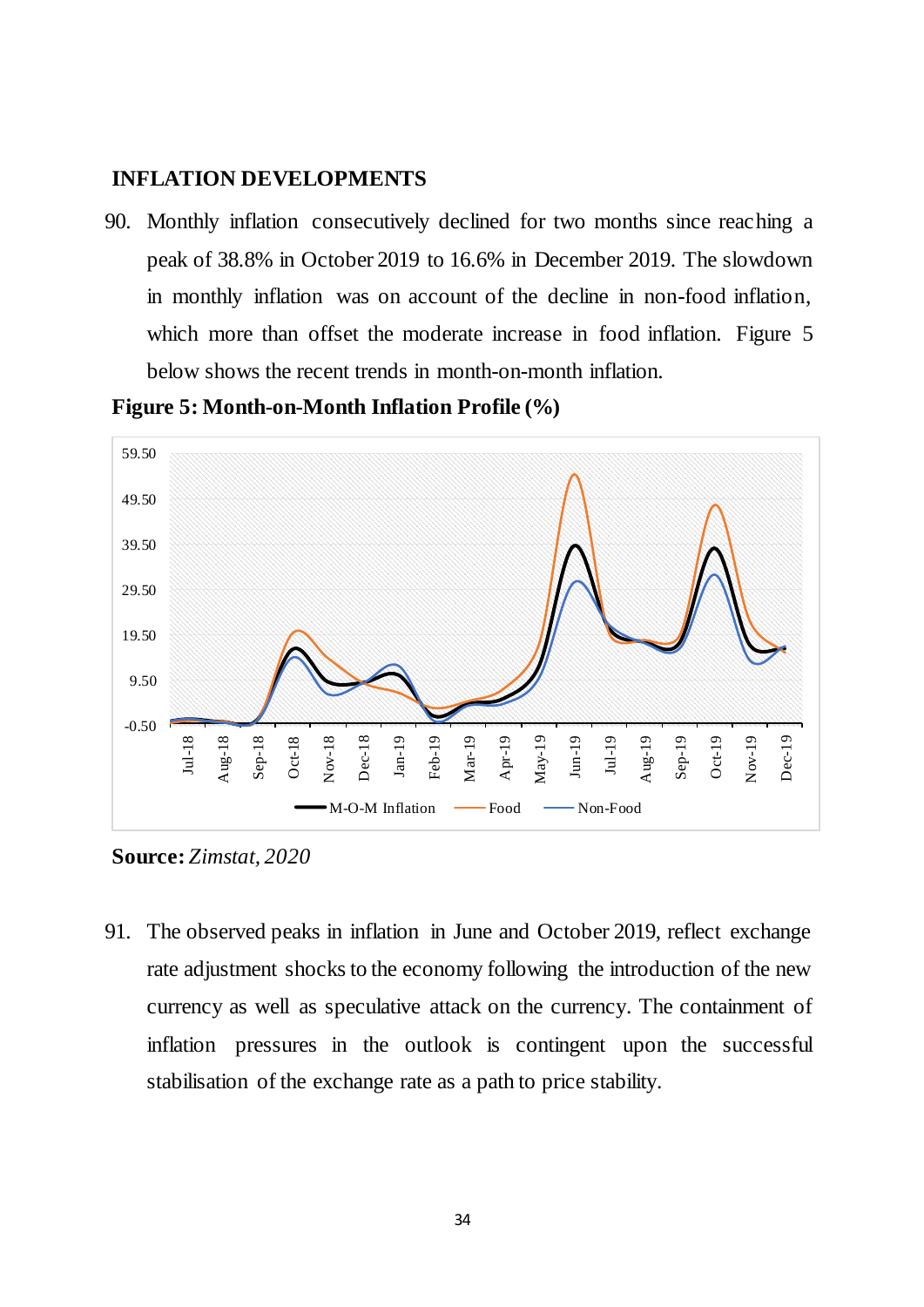## INFLATION DEVELOPMENTS

90. Monthly inflation consecutively declined for two months since reaching a peak of 38.8% in October 2019 to 16.6% in December 2019. The slowdown in monthly inflation was on account of the decline in non-food inflation, which more than offset the moderate increase in food inflation. Figure 5 below shows the recent trends in month-on-month inflation.

**Figure 5: Month-on-Month Inflation Profile (%)**

**Source:** *Zimstat, 2020*

91. The observed peaks in inflation in June and October 2019, reflect exchange rate adjustment shocks to the economy following the introduction of the new currency as well as speculative attack on the currency. The containment of inflation pressures in the outlook is contingent upon the successful stabilisation of the exchange rate as a path to price stability.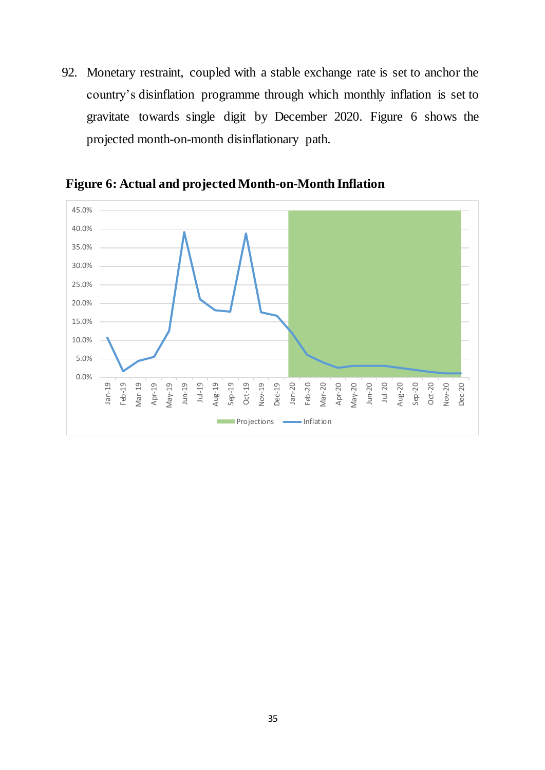92. Monetary restraint, coupled with a stable exchange rate is set to anchor the country's disinflation programme through which monthly inflation is set to gravitate towards single digit by December 2020. Figure 6 shows the projected month-on-month disinflationary path.

**Figure 6: Actual and projected Month-on-Month Inflation**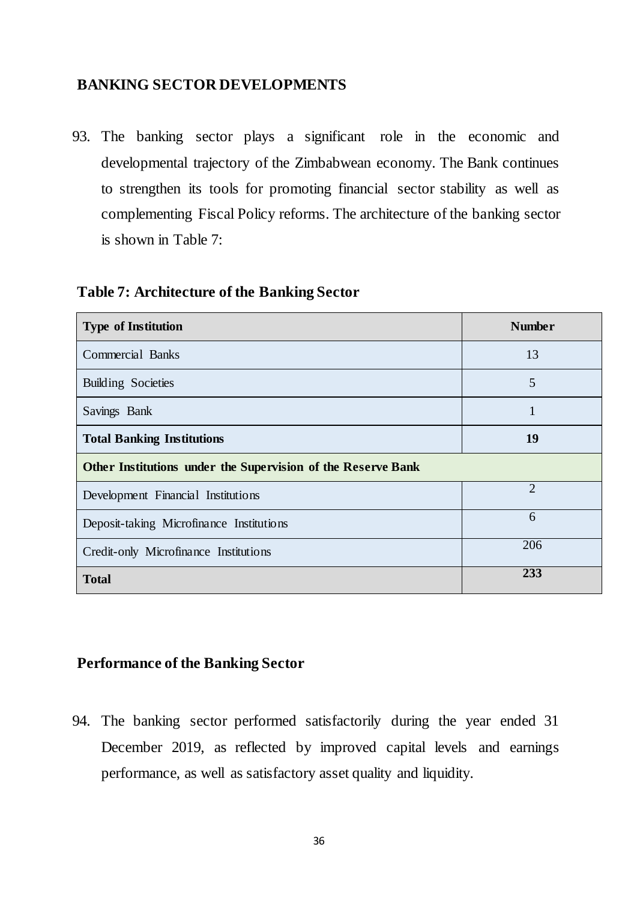## BANKING SECTOR DEVELOPMENTS

93. The banking sector plays a significant role in the economic and developmental trajectory of the Zimbabwean economy. The Bank continues to strengthen its tools for promoting financial sector stability as well as complementing Fiscal Policy reforms. The architecture of the banking sector is shown in Table 7:

**Table 7: Architecture of the Banking Sector**

| Type of Institution | Number |
|---|---|
| Commercial Banks | 13 |
| Building Societies | 5 |
| Savings Bank | 1 |
| **Total Banking Institutions** | **19** |
| **Other Institutions under the Supervision of the Reserve Bank** | |
| Development Financial Institutions | 2 |
| Deposit-taking Microfinance Institutions | 6 |
| Credit-only Microfinance Institutions | 206 |
| **Total** | **233** |

### Performance of the Banking Sector

94. The banking sector performed satisfactorily during the year ended 31 December 2019, as reflected by improved capital levels and earnings performance, as well as satisfactory asset quality and liquidity.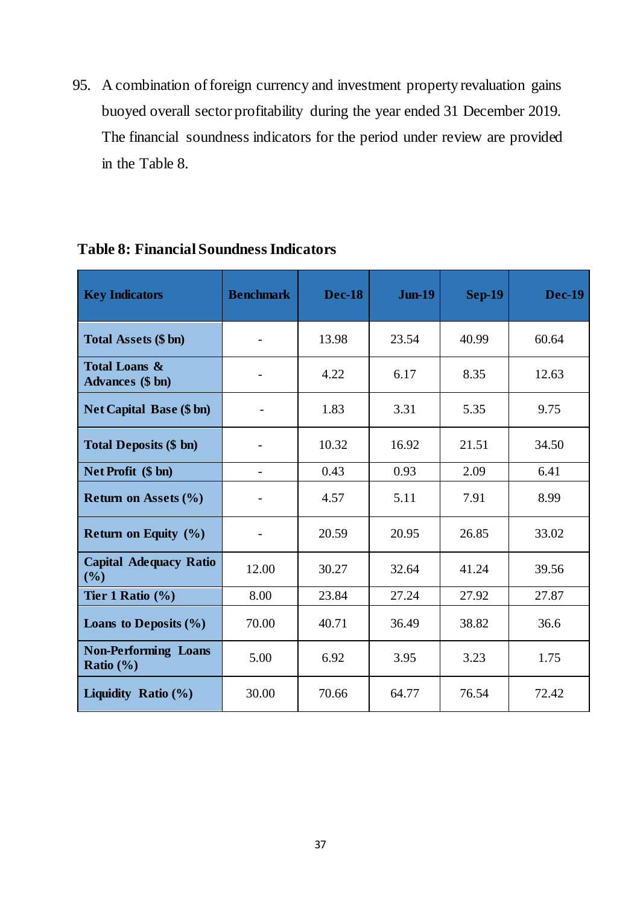95. A combination of foreign currency and investment property revaluation gains buoyed overall sector profitability during the year ended 31 December 2019. The financial soundness indicators for the period under review are provided in the Table 8.

**Table 8: Financial Soundness Indicators**

| Key Indicators | Benchmark | Dec-18 | Jun-19 | Sep-19 | Dec-19 |
|---|---|---|---|---|---|
| **Total Assets ($ bn)** | - | 13.98 | 23.54 | 40.99 | 60.64 |
| **Total Loans & Advances ($ bn)** | - | 4.22 | 6.17 | 8.35 | 12.63 |
| **Net Capital Base ($ bn)** | - | 1.83 | 3.31 | 5.35 | 9.75 |
| **Total Deposits ($ bn)** | - | 10.32 | 16.92 | 21.51 | 34.50 |
| **Net Profit ($ bn)** | - | 0.43 | 0.93 | 2.09 | 6.41 |
| **Return on Assets (%)** | - | 4.57 | 5.11 | 7.91 | 8.99 |
| **Return on Equity (%)** | - | 20.59 | 20.95 | 26.85 | 33.02 |
| **Capital Adequacy Ratio (%)** | 12.00 | 30.27 | 32.64 | 41.24 | 39.56 |
| **Tier 1 Ratio (%)** | 8.00 | 23.84 | 27.24 | 27.92 | 27.87 |
| **Loans to Deposits (%)** | 70.00 | 40.71 | 36.49 | 38.82 | 36.6 |
| **Non-Performing Loans Ratio (%)** | 5.00 | 6.92 | 3.95 | 3.23 | 1.75 |
| **Liquidity Ratio (%)** | 30.00 | 70.66 | 64.77 | 76.54 | 72.42 |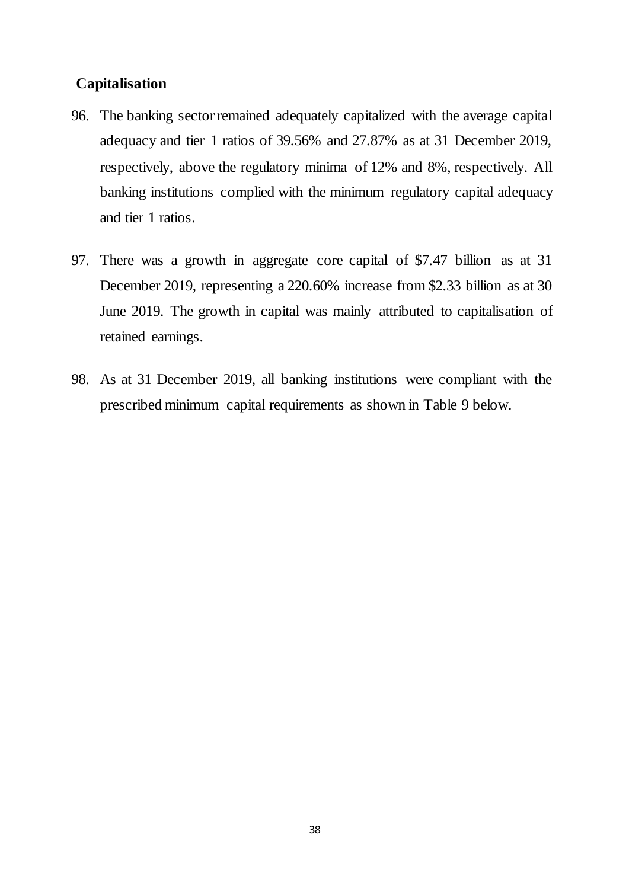## Capitalisation

96. The banking sector remained adequately capitalized with the average capital adequacy and tier 1 ratios of 39.56% and 27.87% as at 31 December 2019, respectively, above the regulatory minima of 12% and 8%, respectively. All banking institutions complied with the minimum regulatory capital adequacy and tier 1 ratios.

97. There was a growth in aggregate core capital of $7.47 billion as at 31 December 2019, representing a 220.60% increase from $2.33 billion as at 30 June 2019. The growth in capital was mainly attributed to capitalisation of retained earnings.

98. As at 31 December 2019, all banking institutions were compliant with the prescribed minimum capital requirements as shown in Table 9 below.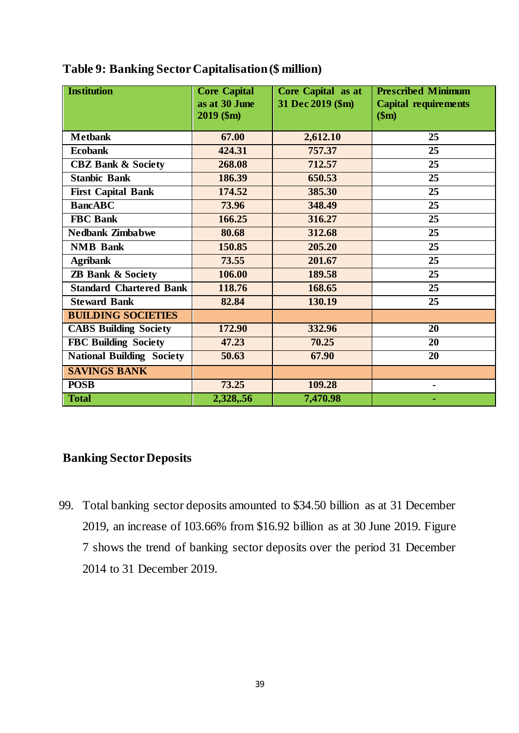**Table 9: Banking Sector Capitalisation ($ million)**

| Institution | Core Capital as at 30 June 2019 ($m) | Core Capital as at 31 Dec 2019 ($m) | Prescribed Minimum Capital requirements ($m) |
|---|---|---|---|
| Metbank | 67.00 | 2,612.10 | 25 |
| Ecobank | 424.31 | 757.37 | 25 |
| CBZ Bank & Society | 268.08 | 712.57 | 25 |
| Stanbic Bank | 186.39 | 650.53 | 25 |
| First Capital Bank | 174.52 | 385.30 | 25 |
| BancABC | 73.96 | 348.49 | 25 |
| FBC Bank | 166.25 | 316.27 | 25 |
| Nedbank Zimbabwe | 80.68 | 312.68 | 25 |
| NMB Bank | 150.85 | 205.20 | 25 |
| Agribank | 73.55 | 201.67 | 25 |
| ZB Bank & Society | 106.00 | 189.58 | 25 |
| Standard Chartered Bank | 118.76 | 168.65 | 25 |
| Steward Bank | 82.84 | 130.19 | 25 |
| **BUILDING SOCIETIES** | | | |
| CABS Building Society | 172.90 | 332.96 | 20 |
| FBC Building Society | 47.23 | 70.25 | 20 |
| National Building Society | 50.63 | 67.90 | 20 |
| **SAVINGS BANK** | | | |
| POSB | 73.25 | 109.28 | - |
| **Total** | **2,328,.56** | **7,470.98** | - |

## Banking Sector Deposits

99. Total banking sector deposits amounted to $34.50 billion as at 31 December 2019, an increase of 103.66% from $16.92 billion as at 30 June 2019. Figure 7 shows the trend of banking sector deposits over the period 31 December 2014 to 31 December 2019.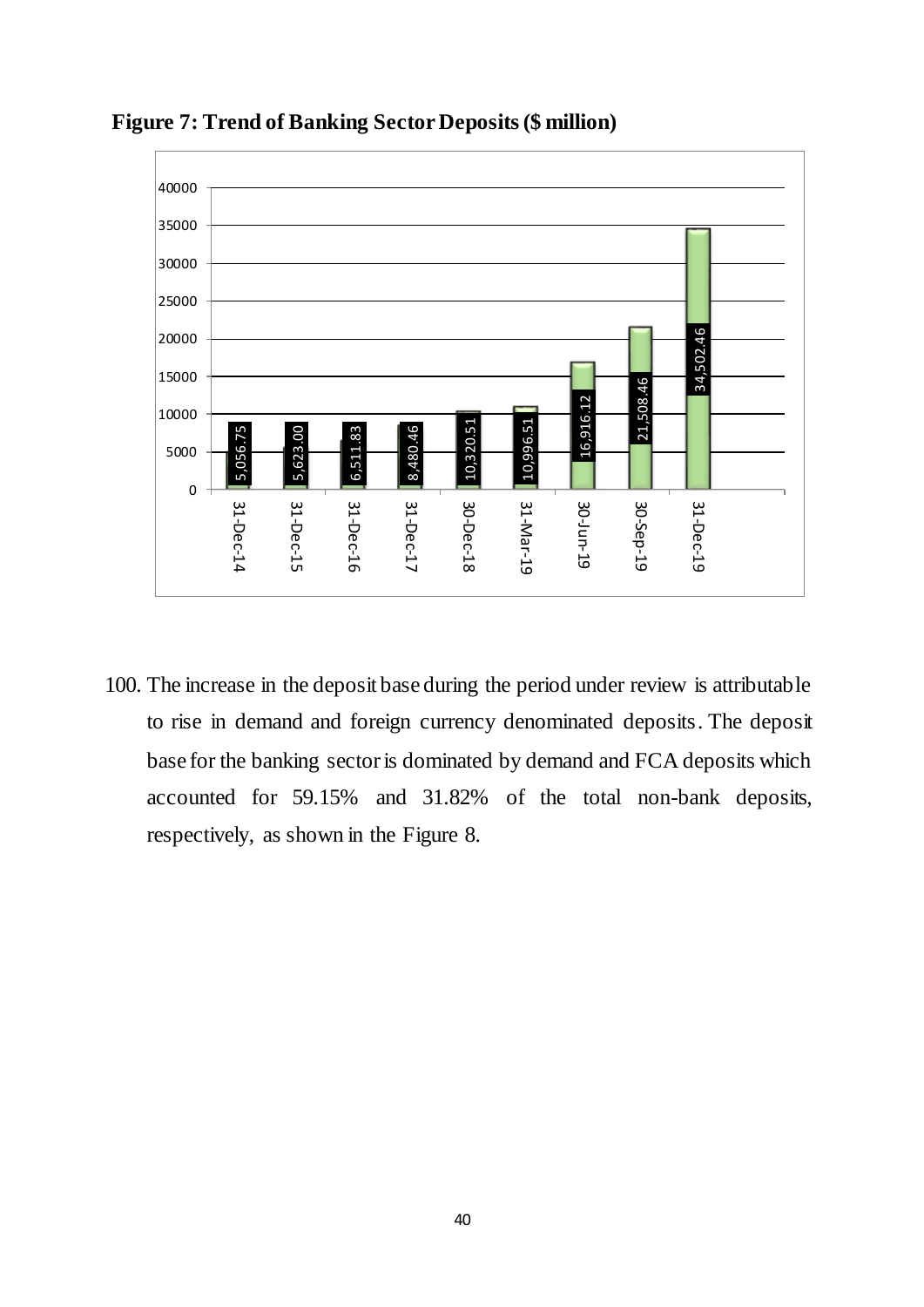**Figure 7: Trend of Banking Sector Deposits ($ million)**

| Date | Deposits ($ million) |
|---|---|
| 31-Dec-14 | 5,056.75 |
| 31-Dec-15 | 5,623.00 |
| 31-Dec-16 | 6,511.83 |
| 31-Dec-17 | 8,480.46 |
| 30-Dec-18 | 10,320.51 |
| 31-Mar-19 | 10,996.51 |
| 30-Jun-19 | 16,916.12 |
| 30-Sep-19 | 21,508.46 |
| 31-Dec-19 | 34,502.46 |

100. The increase in the deposit base during the period under review is attributable to rise in demand and foreign currency denominated deposits. The deposit base for the banking sector is dominated by demand and FCA deposits which accounted for 59.15% and 31.82% of the total non-bank deposits, respectively, as shown in the Figure 8.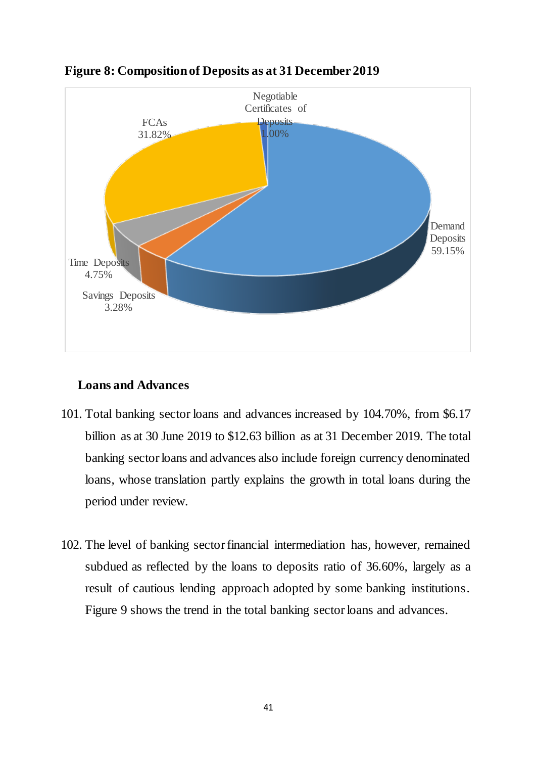**Figure 8: Composition of Deposits as at 31 December 2019**

**Loans and Advances**

101. Total banking sector loans and advances increased by 104.70%, from $6.17 billion as at 30 June 2019 to $12.63 billion as at 31 December 2019. The total banking sector loans and advances also include foreign currency denominated loans, whose translation partly explains the growth in total loans during the period under review.

102. The level of banking sector financial intermediation has, however, remained subdued as reflected by the loans to deposits ratio of 36.60%, largely as a result of cautious lending approach adopted by some banking institutions. Figure 9 shows the trend in the total banking sector loans and advances.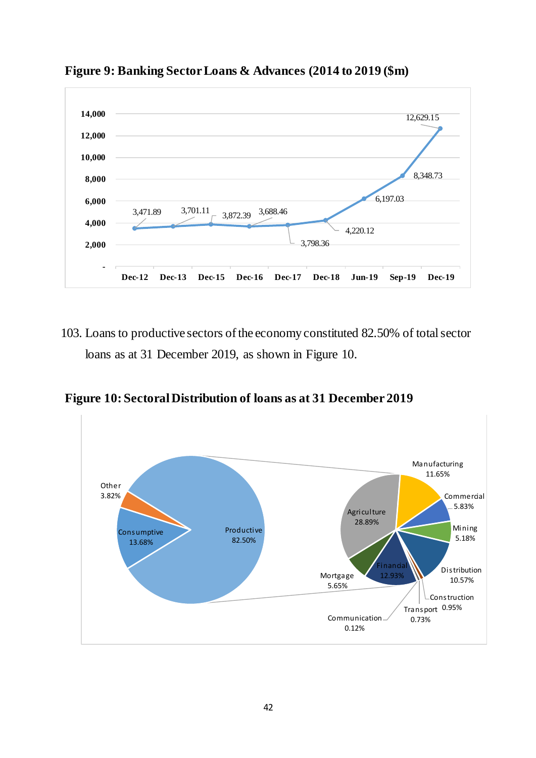**Figure 9: Banking Sector Loans & Advances (2014 to 2019 ($m)**

| Period | $m |
|---|---|
| Dec-12 | 3,471.89 |
| Dec-13 | 3,701.11 |
| Dec-15 | 3,872.39 |
| Dec-16 | 3,688.46 |
| Dec-17 | 3,798.36 |
| Dec-18 | 4,220.12 |
| Jun-19 | 6,197.03 |
| Sep-19 | 8,348.73 |
| Dec-19 | 12,629.15 |

103. Loans to productive sectors of the economy constituted 82.50% of total sector loans as at 31 December 2019, as shown in Figure 10.

**Figure 10: Sectoral Distribution of loans as at 31 December 2019**

| Category | Share |
|---|---|
| Productive | 82.50% |
| Consumptive | 13.68% |
| Other | 3.82% |

| Productive sector breakdown | Share |
|---|---|
| Agriculture | 28.89% |
| Manufacturing | 11.65% |
| Commercial | 5.83% |
| Mining | 5.18% |
| Distribution | 10.57% |
| Construction | 0.95% |
| Transport | 0.73% |
| Communication | 0.12% |
| Financial | 12.93% |
| Mortgage | 5.65% |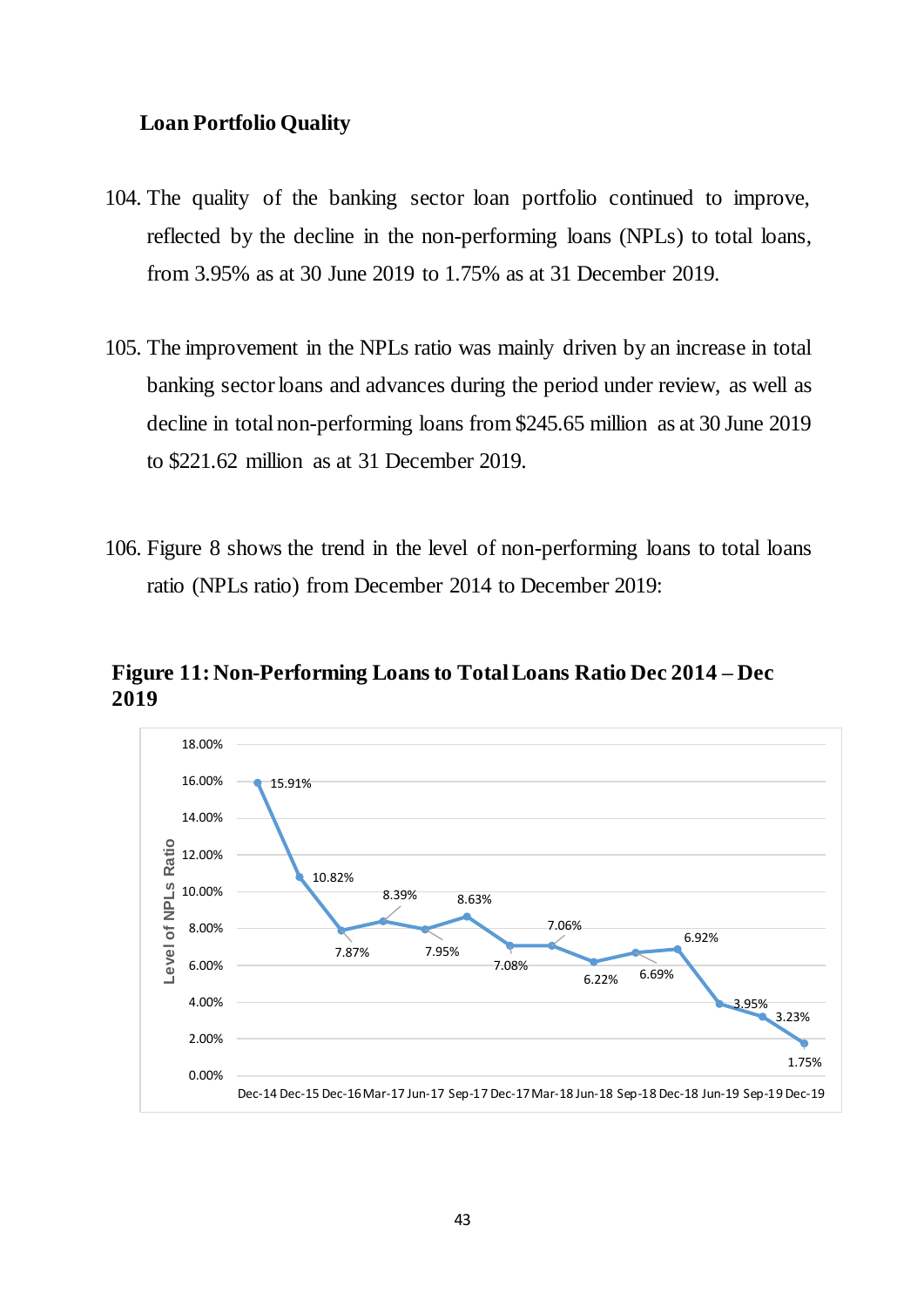**Loan Portfolio Quality**

104. The quality of the banking sector loan portfolio continued to improve, reflected by the decline in the non-performing loans (NPLs) to total loans, from 3.95% as at 30 June 2019 to 1.75% as at 31 December 2019.

105. The improvement in the NPLs ratio was mainly driven by an increase in total banking sector loans and advances during the period under review, as well as decline in total non-performing loans from $245.65 million as at 30 June 2019 to $221.62 million as at 31 December 2019.

106. Figure 8 shows the trend in the level of non-performing loans to total loans ratio (NPLs ratio) from December 2014 to December 2019:

**Figure 11: Non-Performing Loans to Total Loans Ratio Dec 2014 – Dec 2019**

| Period | Level of NPLs Ratio |
|---|---|
| Dec-14 | 15.91% |
| Dec-15 | 10.82% |
| Dec-16 | 7.87% |
| Mar-17 | 8.39% |
| Jun-17 | 7.95% |
| Sep-17 | 8.63% |
| Dec-17 | 7.08% |
| Mar-18 | 7.06% |
| Jun-18 | 6.22% |
| Sep-18 | 6.69% |
| Dec-18 | 6.92% |
| Jun-19 | 3.95% |
| Sep-19 | 3.23% |
| Dec-19 | 1.75% |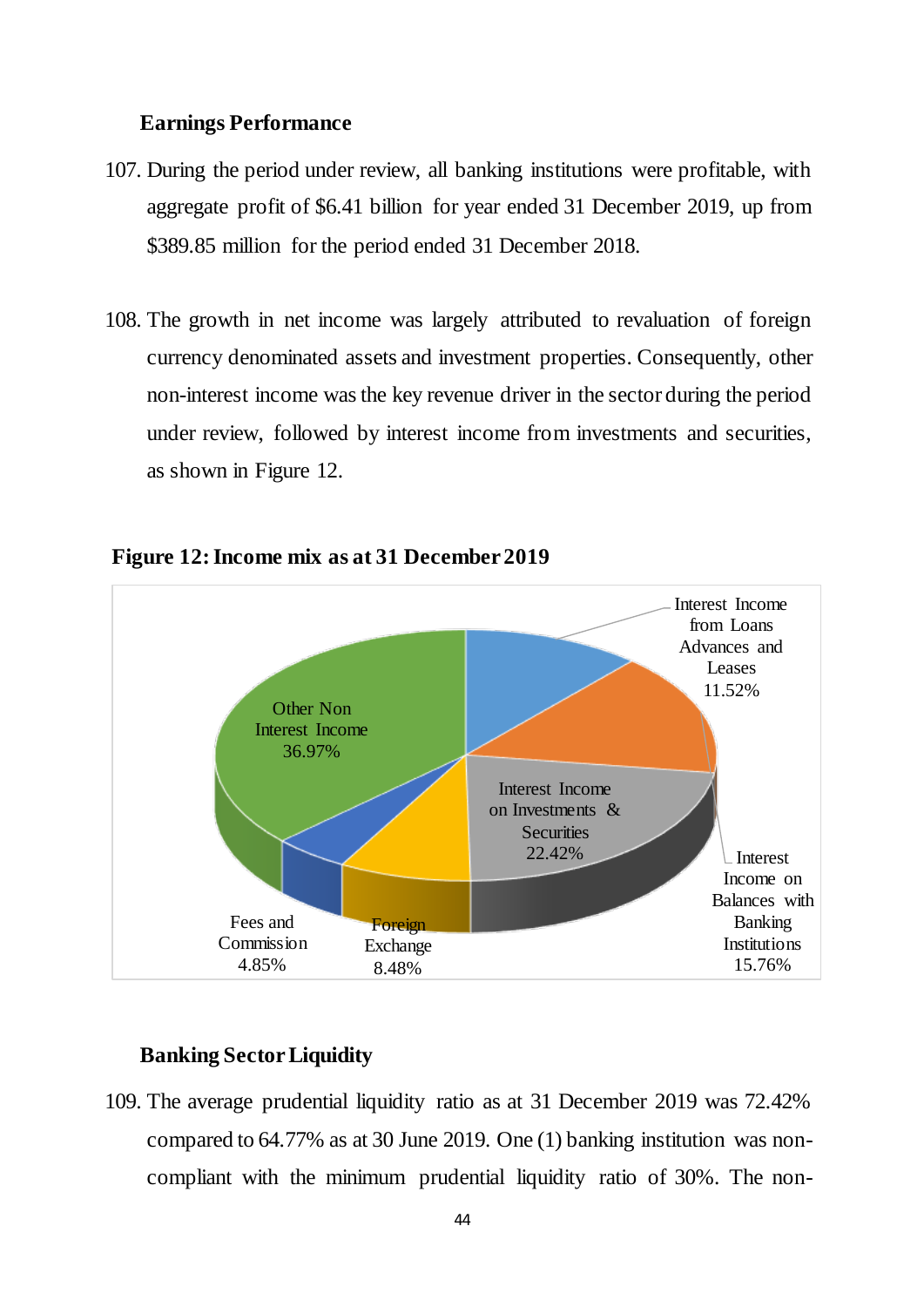### Earnings Performance

107. During the period under review, all banking institutions were profitable, with aggregate profit of $6.41 billion for year ended 31 December 2019, up from $389.85 million for the period ended 31 December 2018.

108. The growth in net income was largely attributed to revaluation of foreign currency denominated assets and investment properties. Consequently, other non-interest income was the key revenue driver in the sector during the period under review, followed by interest income from investments and securities, as shown in Figure 12.

**Figure 12: Income mix as at 31 December 2019**

| Income Source | Share |
|---|---|
| Interest Income from Loans Advances and Leases | 11.52% |
| Interest Income on Balances with Banking Institutions | 15.76% |
| Interest Income on Investments & Securities | 22.42% |
| Foreign Exchange | 8.48% |
| Fees and Commission | 4.85% |
| Other Non Interest Income | 36.97% |

### Banking Sector Liquidity

109. The average prudential liquidity ratio as at 31 December 2019 was 72.42% compared to 64.77% as at 30 June 2019. One (1) banking institution was non-compliant with the minimum prudential liquidity ratio of 30%. The non-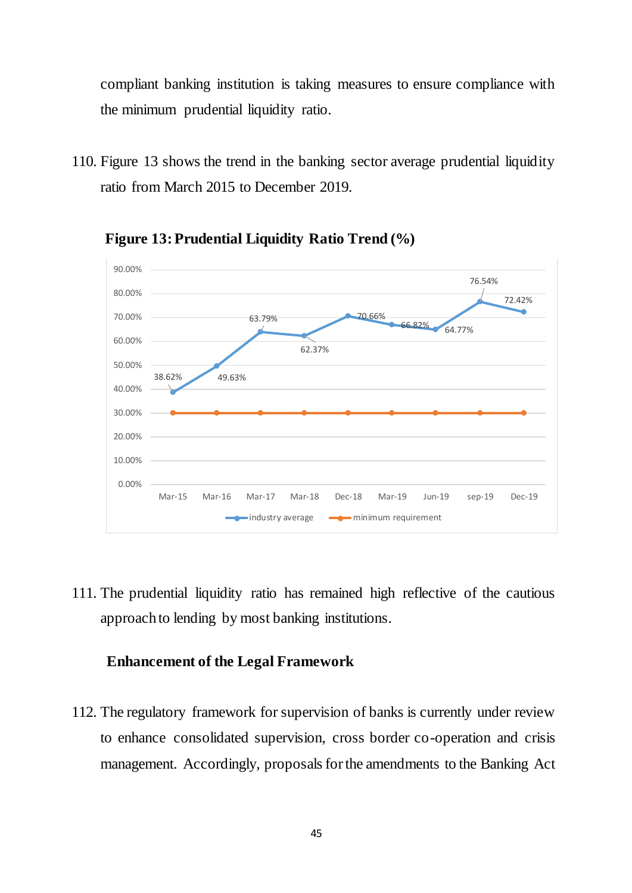compliant banking institution is taking measures to ensure compliance with the minimum prudential liquidity ratio.

110. Figure 13 shows the trend in the banking sector average prudential liquidity ratio from March 2015 to December 2019.

**Figure 13: Prudential Liquidity Ratio Trend (%)**

| | Mar-15 | Mar-16 | Mar-17 | Mar-18 | Dec-18 | Mar-19 | Jun-19 | sep-19 | Dec-19 |
|---|---|---|---|---|---|---|---|---|---|
| industry average | 38.62% | 49.63% | 63.79% | 62.37% | 70.66% | 66.82% | 64.77% | 76.54% | 72.42% |
| minimum requirement | 30.00% | 30.00% | 30.00% | 30.00% | 30.00% | 30.00% | 30.00% | 30.00% | 30.00% |

111. The prudential liquidity ratio has remained high reflective of the cautious approach to lending by most banking institutions.

**Enhancement of the Legal Framework**

112. The regulatory framework for supervision of banks is currently under review to enhance consolidated supervision, cross border co-operation and crisis management. Accordingly, proposals for the amendments to the Banking Act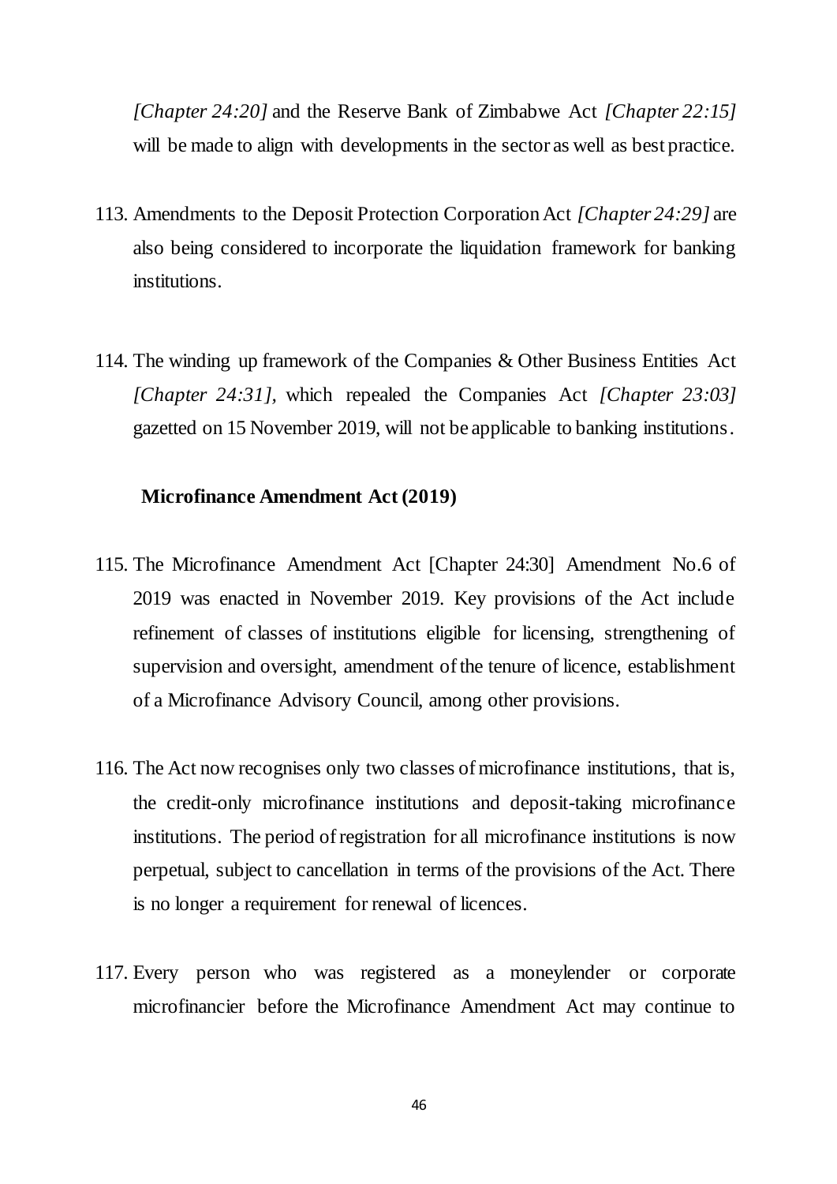*[Chapter 24:20]* and the Reserve Bank of Zimbabwe Act *[Chapter 22:15]* will be made to align with developments in the sector as well as best practice.

113. Amendments to the Deposit Protection Corporation Act *[Chapter 24:29]* are also being considered to incorporate the liquidation framework for banking institutions.

114. The winding up framework of the Companies & Other Business Entities Act *[Chapter 24:31],* which repealed the Companies Act *[Chapter 23:03]* gazetted on 15 November 2019, will not be applicable to banking institutions.

**Microfinance Amendment Act (2019)**

115. The Microfinance Amendment Act [Chapter 24:30] Amendment No.6 of 2019 was enacted in November 2019. Key provisions of the Act include refinement of classes of institutions eligible for licensing, strengthening of supervision and oversight, amendment of the tenure of licence, establishment of a Microfinance Advisory Council, among other provisions.

116. The Act now recognises only two classes of microfinance institutions, that is, the credit-only microfinance institutions and deposit-taking microfinance institutions. The period of registration for all microfinance institutions is now perpetual, subject to cancellation in terms of the provisions of the Act. There is no longer a requirement for renewal of licences.

117. Every person who was registered as a moneylender or corporate microfinancier before the Microfinance Amendment Act may continue to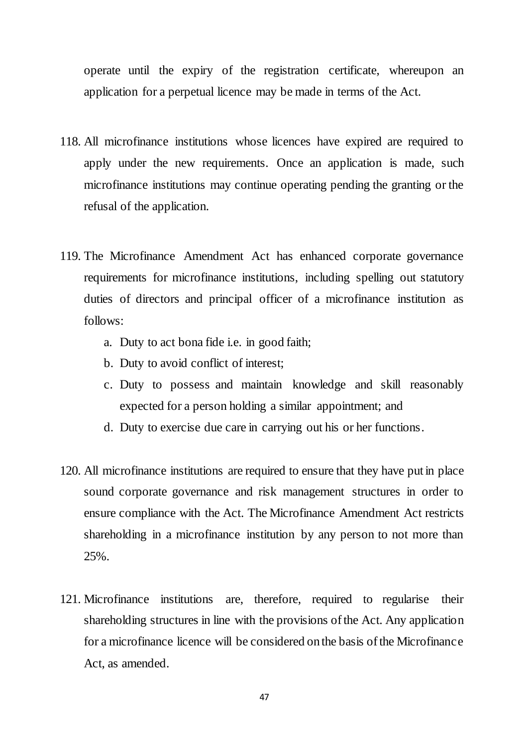operate until the expiry of the registration certificate, whereupon an application for a perpetual licence may be made in terms of the Act.

118. All microfinance institutions whose licences have expired are required to apply under the new requirements. Once an application is made, such microfinance institutions may continue operating pending the granting or the refusal of the application.

119. The Microfinance Amendment Act has enhanced corporate governance requirements for microfinance institutions, including spelling out statutory duties of directors and principal officer of a microfinance institution as follows:

    a. Duty to act bona fide i.e. in good faith;
    b. Duty to avoid conflict of interest;
    c. Duty to possess and maintain knowledge and skill reasonably expected for a person holding a similar appointment; and
    d. Duty to exercise due care in carrying out his or her functions.

120. All microfinance institutions are required to ensure that they have put in place sound corporate governance and risk management structures in order to ensure compliance with the Act. The Microfinance Amendment Act restricts shareholding in a microfinance institution by any person to not more than 25%.

121. Microfinance institutions are, therefore, required to regularise their shareholding structures in line with the provisions of the Act. Any application for a microfinance licence will be considered on the basis of the Microfinance Act, as amended.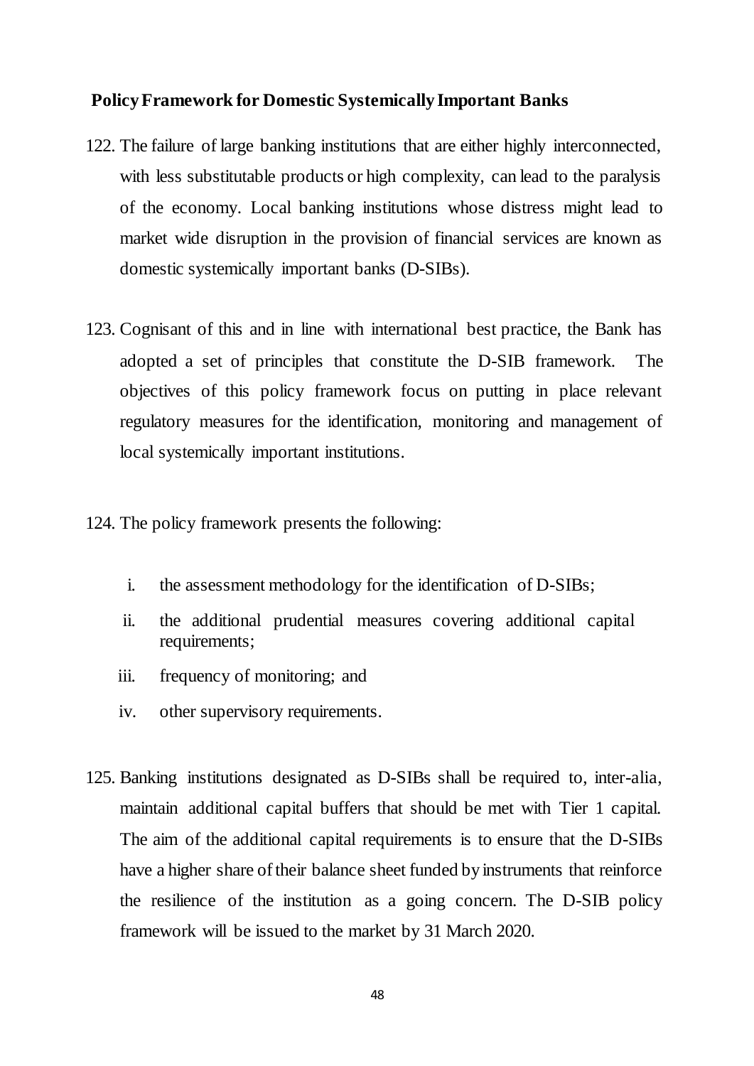**Policy Framework for Domestic Systemically Important Banks**

122. The failure of large banking institutions that are either highly interconnected, with less substitutable products or high complexity, can lead to the paralysis of the economy. Local banking institutions whose distress might lead to market wide disruption in the provision of financial services are known as domestic systemically important banks (D-SIBs).

123. Cognisant of this and in line with international best practice, the Bank has adopted a set of principles that constitute the D-SIB framework. The objectives of this policy framework focus on putting in place relevant regulatory measures for the identification, monitoring and management of local systemically important institutions.

124. The policy framework presents the following:

    i. the assessment methodology for the identification of D-SIBs;
    ii. the additional prudential measures covering additional capital requirements;
    iii. frequency of monitoring; and
    iv. other supervisory requirements.

125. Banking institutions designated as D-SIBs shall be required to, inter-alia, maintain additional capital buffers that should be met with Tier 1 capital. The aim of the additional capital requirements is to ensure that the D-SIBs have a higher share of their balance sheet funded by instruments that reinforce the resilience of the institution as a going concern. The D-SIB policy framework will be issued to the market by 31 March 2020.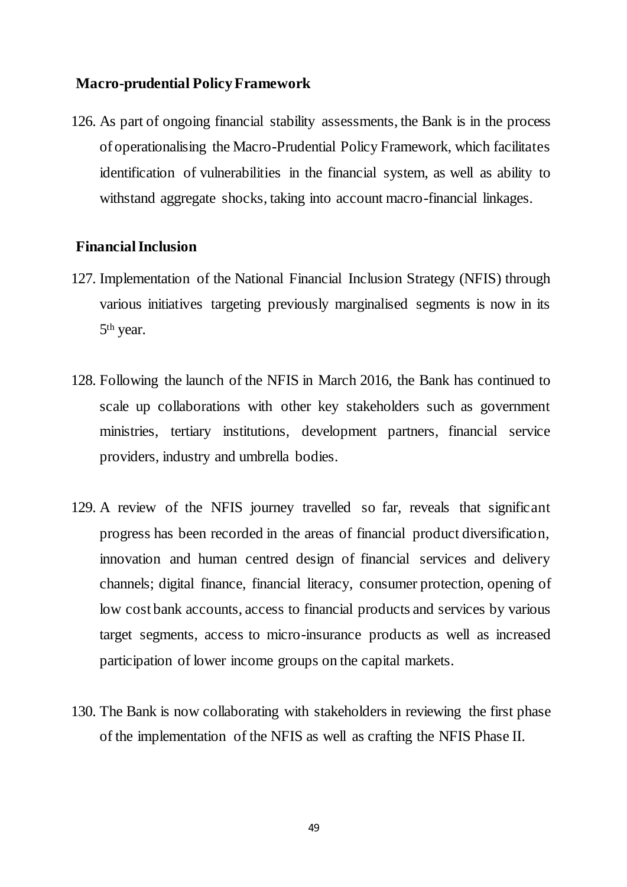### Macro-prudential Policy Framework

126. As part of ongoing financial stability assessments, the Bank is in the process of operationalising the Macro-Prudential Policy Framework, which facilitates identification of vulnerabilities in the financial system, as well as ability to withstand aggregate shocks, taking into account macro-financial linkages.

### Financial Inclusion

127. Implementation of the National Financial Inclusion Strategy (NFIS) through various initiatives targeting previously marginalised segments is now in its 5th year.

128. Following the launch of the NFIS in March 2016, the Bank has continued to scale up collaborations with other key stakeholders such as government ministries, tertiary institutions, development partners, financial service providers, industry and umbrella bodies.

129. A review of the NFIS journey travelled so far, reveals that significant progress has been recorded in the areas of financial product diversification, innovation and human centred design of financial services and delivery channels; digital finance, financial literacy, consumer protection, opening of low cost bank accounts, access to financial products and services by various target segments, access to micro-insurance products as well as increased participation of lower income groups on the capital markets.

130. The Bank is now collaborating with stakeholders in reviewing the first phase of the implementation of the NFIS as well as crafting the NFIS Phase II.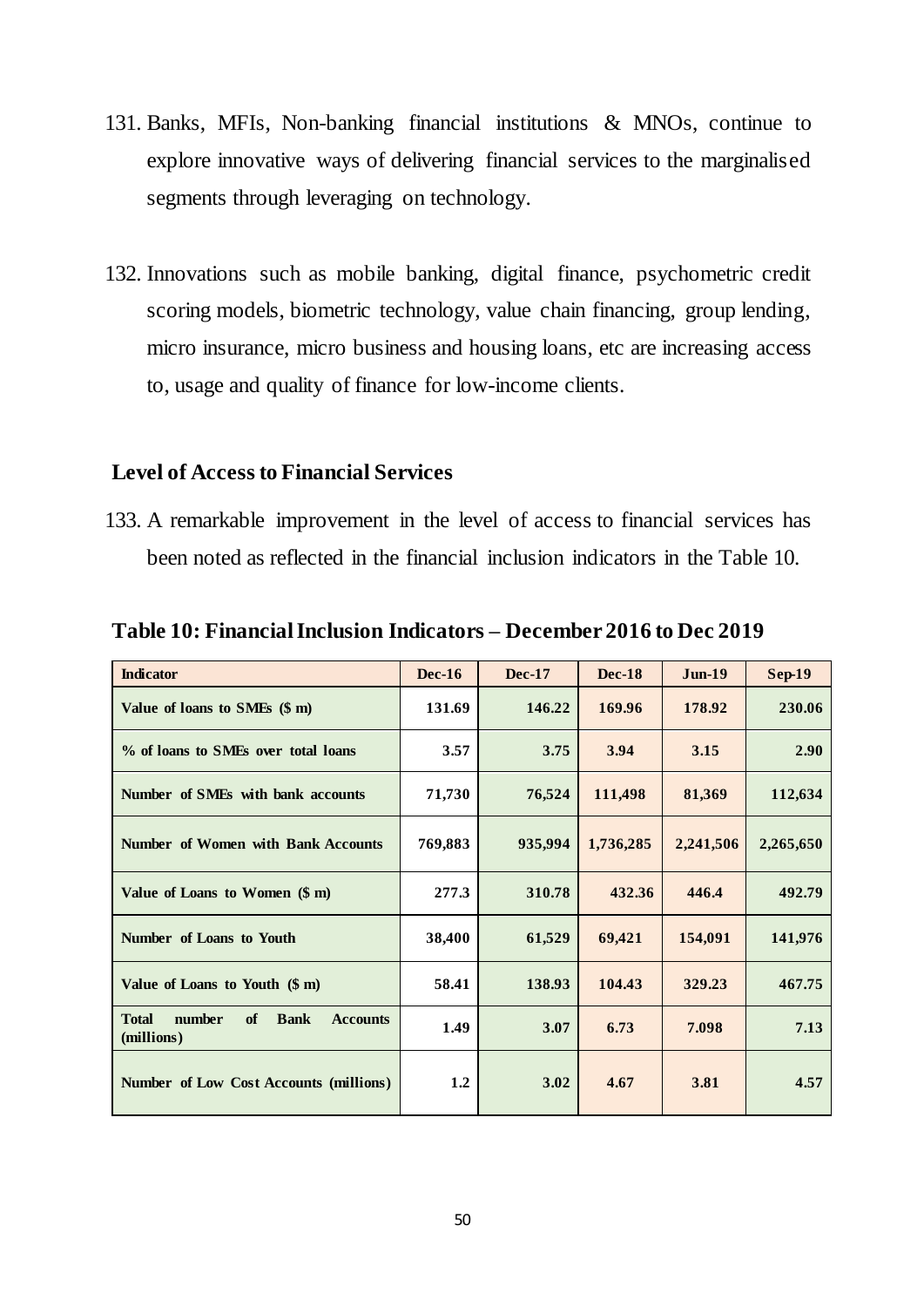131. Banks, MFIs, Non-banking financial institutions & MNOs, continue to explore innovative ways of delivering financial services to the marginalised segments through leveraging on technology.

132. Innovations such as mobile banking, digital finance, psychometric credit scoring models, biometric technology, value chain financing, group lending, micro insurance, micro business and housing loans, etc are increasing access to, usage and quality of finance for low-income clients.

### Level of Access to Financial Services

133. A remarkable improvement in the level of access to financial services has been noted as reflected in the financial inclusion indicators in the Table 10.

**Table 10: Financial Inclusion Indicators – December 2016 to Dec 2019**

| Indicator | Dec-16 | Dec-17 | Dec-18 | Jun-19 | Sep-19 |
|---|---|---|---|---|---|
| Value of loans to SMEs ($ m) | 131.69 | 146.22 | 169.96 | 178.92 | 230.06 |
| % of loans to SMEs over total loans | 3.57 | 3.75 | 3.94 | 3.15 | 2.90 |
| Number of SMEs with bank accounts | 71,730 | 76,524 | 111,498 | 81,369 | 112,634 |
| Number of Women with Bank Accounts | 769,883 | 935,994 | 1,736,285 | 2,241,506 | 2,265,650 |
| Value of Loans to Women ($ m) | 277.3 | 310.78 | 432.36 | 446.4 | 492.79 |
| Number of Loans to Youth | 38,400 | 61,529 | 69,421 | 154,091 | 141,976 |
| Value of Loans to Youth ($ m) | 58.41 | 138.93 | 104.43 | 329.23 | 467.75 |
| Total number of Bank Accounts (millions) | 1.49 | 3.07 | 6.73 | 7.098 | 7.13 |
| Number of Low Cost Accounts (millions) | 1.2 | 3.02 | 4.67 | 3.81 | 4.57 |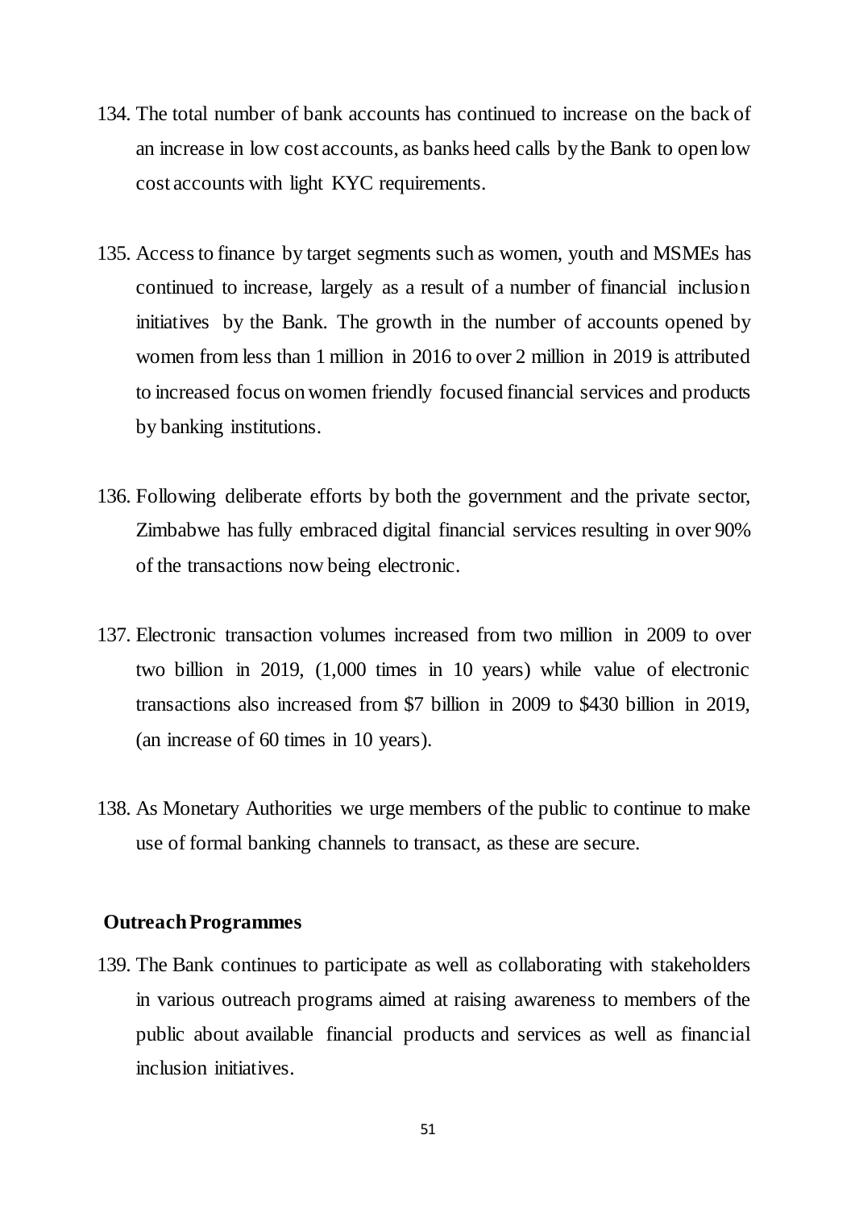134. The total number of bank accounts has continued to increase on the back of an increase in low cost accounts, as banks heed calls by the Bank to open low cost accounts with light KYC requirements.

135. Access to finance by target segments such as women, youth and MSMEs has continued to increase, largely as a result of a number of financial inclusion initiatives by the Bank. The growth in the number of accounts opened by women from less than 1 million in 2016 to over 2 million in 2019 is attributed to increased focus on women friendly focused financial services and products by banking institutions.

136. Following deliberate efforts by both the government and the private sector, Zimbabwe has fully embraced digital financial services resulting in over 90% of the transactions now being electronic.

137. Electronic transaction volumes increased from two million in 2009 to over two billion in 2019, (1,000 times in 10 years) while value of electronic transactions also increased from $7 billion in 2009 to $430 billion in 2019, (an increase of 60 times in 10 years).

138. As Monetary Authorities we urge members of the public to continue to make use of formal banking channels to transact, as these are secure.

**Outreach Programmes**

139. The Bank continues to participate as well as collaborating with stakeholders in various outreach programs aimed at raising awareness to members of the public about available financial products and services as well as financial inclusion initiatives.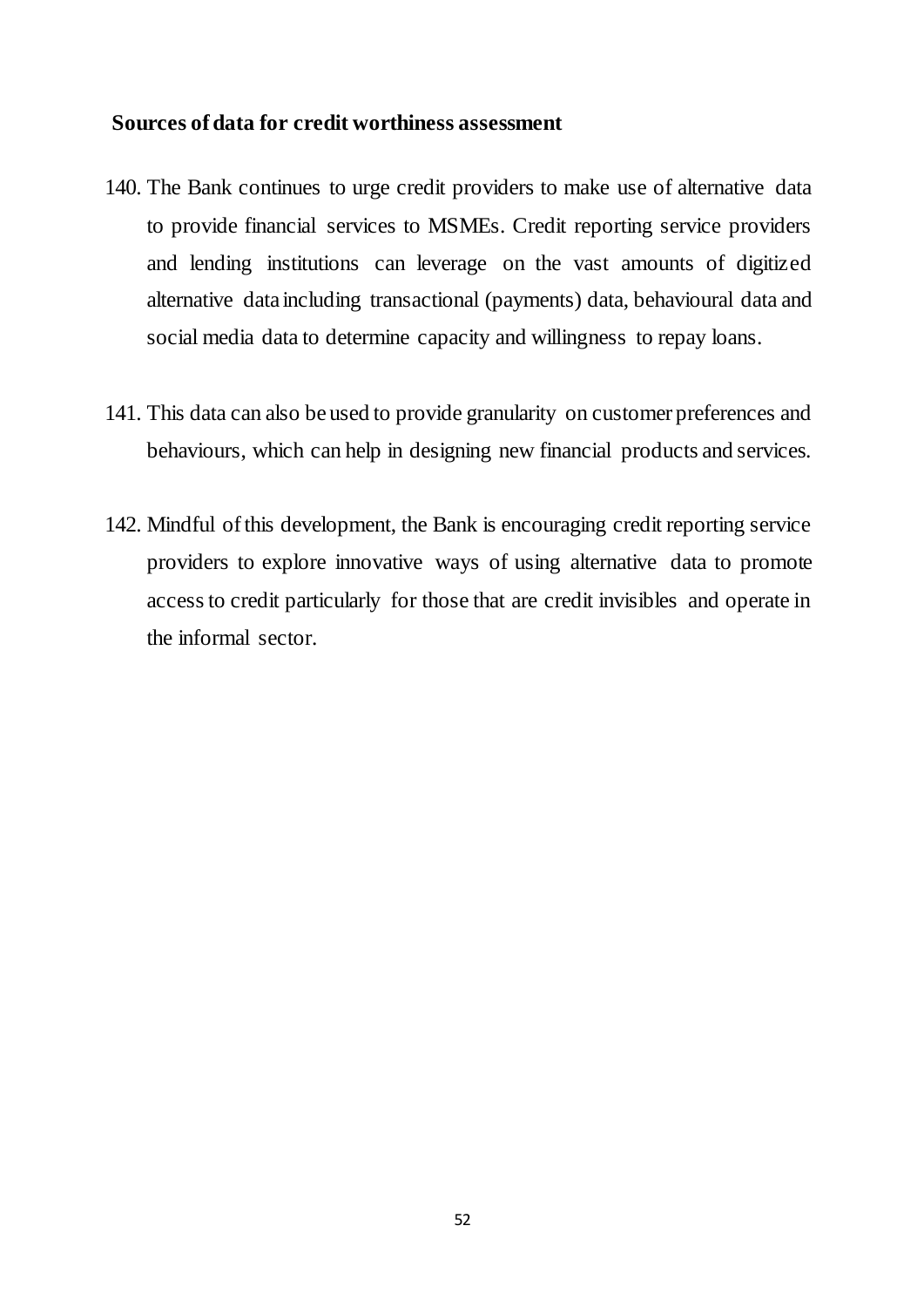**Sources of data for credit worthiness assessment**

140. The Bank continues to urge credit providers to make use of alternative data to provide financial services to MSMEs. Credit reporting service providers and lending institutions can leverage on the vast amounts of digitized alternative data including transactional (payments) data, behavioural data and social media data to determine capacity and willingness to repay loans.

141. This data can also be used to provide granularity on customer preferences and behaviours, which can help in designing new financial products and services.

142. Mindful of this development, the Bank is encouraging credit reporting service providers to explore innovative ways of using alternative data to promote access to credit particularly for those that are credit invisibles and operate in the informal sector.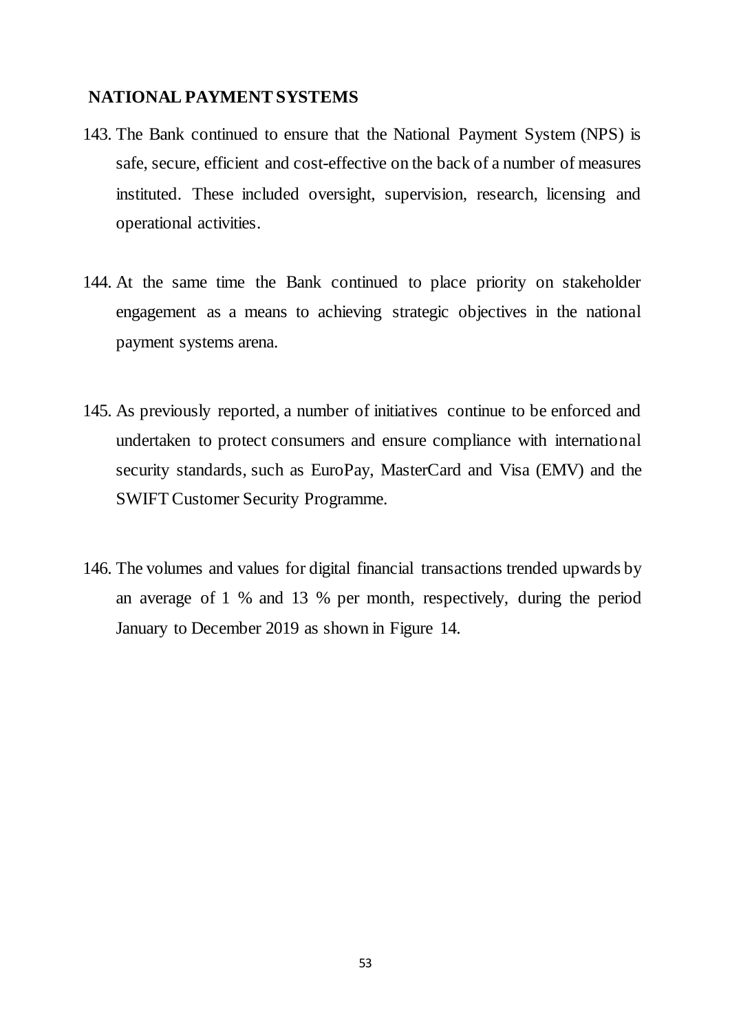## NATIONAL PAYMENT SYSTEMS

143. The Bank continued to ensure that the National Payment System (NPS) is safe, secure, efficient and cost-effective on the back of a number of measures instituted. These included oversight, supervision, research, licensing and operational activities.

144. At the same time the Bank continued to place priority on stakeholder engagement as a means to achieving strategic objectives in the national payment systems arena.

145. As previously reported, a number of initiatives continue to be enforced and undertaken to protect consumers and ensure compliance with international security standards, such as EuroPay, MasterCard and Visa (EMV) and the SWIFT Customer Security Programme.

146. The volumes and values for digital financial transactions trended upwards by an average of 1 % and 13 % per month, respectively, during the period January to December 2019 as shown in Figure 14.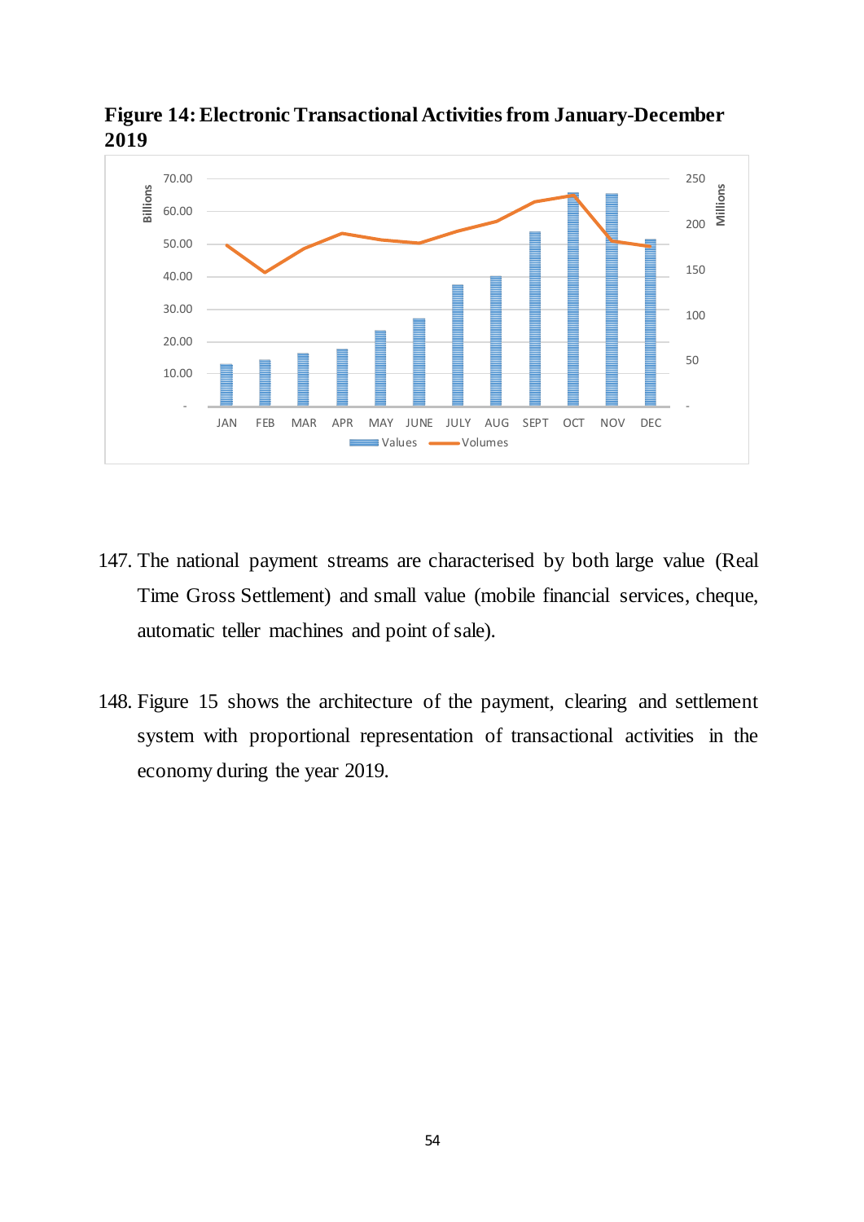**Figure 14: Electronic Transactional Activities from January-December 2019**

147. The national payment streams are characterised by both large value (Real Time Gross Settlement) and small value (mobile financial services, cheque, automatic teller machines and point of sale).

148. Figure 15 shows the architecture of the payment, clearing and settlement system with proportional representation of transactional activities in the economy during the year 2019.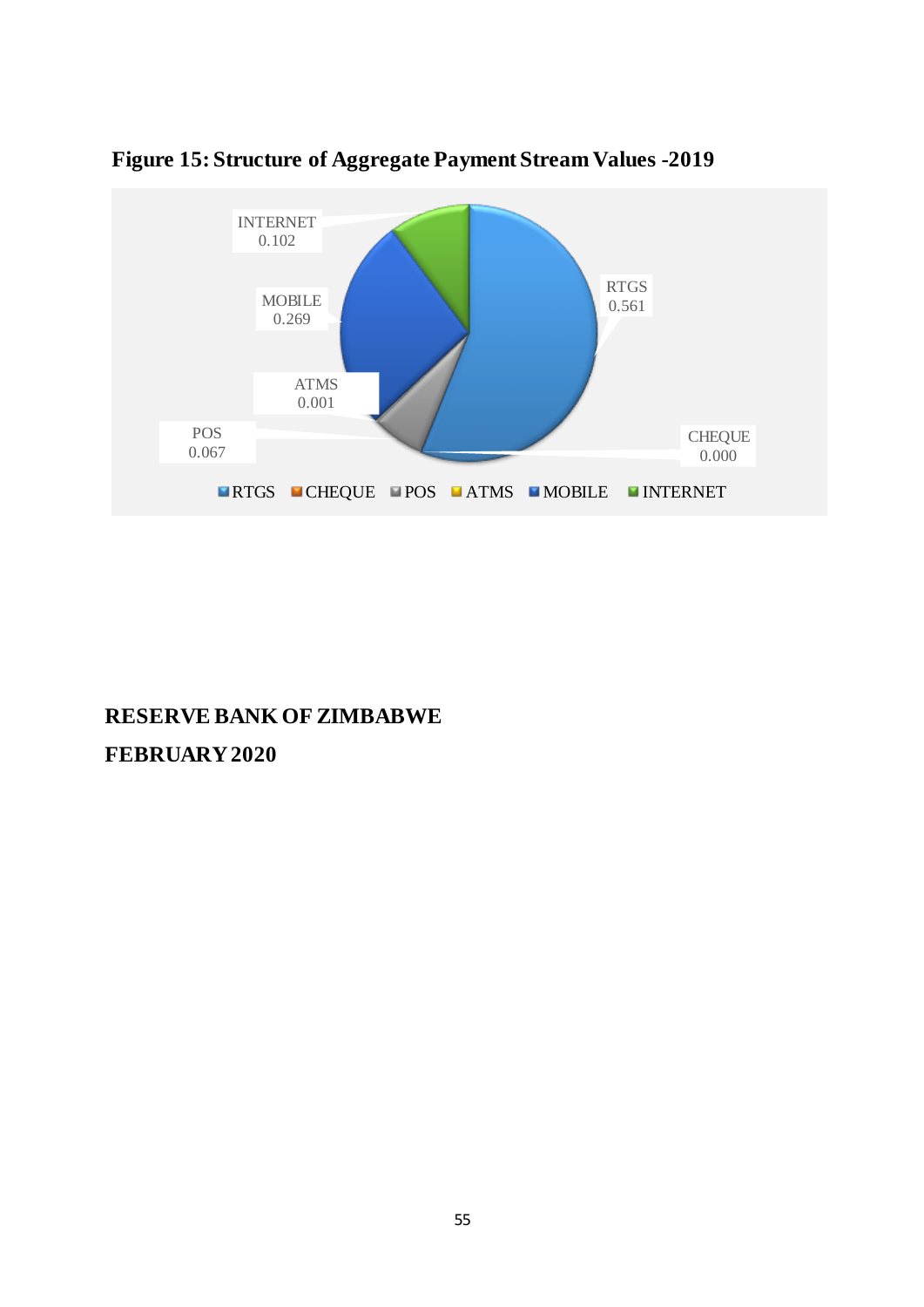**Figure 15: Structure of Aggregate Payment Stream Values -2019**

INTERNET
0.102

RTGS
0.561

MOBILE
0.269

ATMS
0.001

POS
0.067

CHEQUE
0.000

RTGS CHEQUE POS ATMS MOBILE INTERNET

**RESERVE BANK OF ZIMBABWE**

**FEBRUARY 2020**